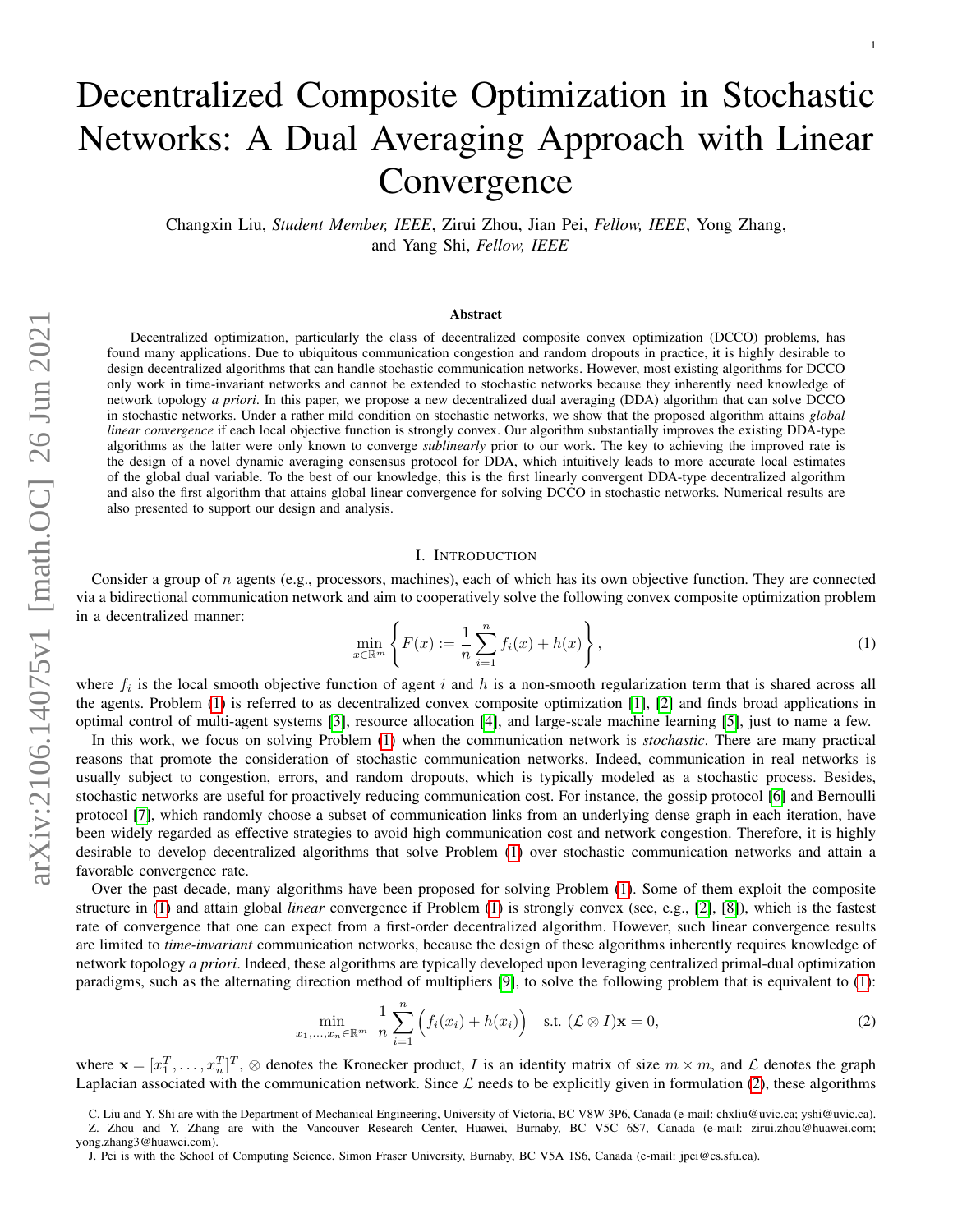# Decentralized Composite Optimization in Stochastic Networks: A Dual Averaging Approach with Linear Convergence

Changxin Liu, *Student Member, IEEE*, Zirui Zhou, Jian Pei, *Fellow, IEEE*, Yong Zhang, and Yang Shi, *Fellow, IEEE*

### Abstract

Decentralized optimization, particularly the class of decentralized composite convex optimization (DCCO) problems, has found many applications. Due to ubiquitous communication congestion and random dropouts in practice, it is highly desirable to design decentralized algorithms that can handle stochastic communication networks. However, most existing algorithms for DCCO only work in time-invariant networks and cannot be extended to stochastic networks because they inherently need knowledge of network topology *a priori*. In this paper, we propose a new decentralized dual averaging (DDA) algorithm that can solve DCCO in stochastic networks. Under a rather mild condition on stochastic networks, we show that the proposed algorithm attains *global linear convergence* if each local objective function is strongly convex. Our algorithm substantially improves the existing DDA-type algorithms as the latter were only known to converge *sublinearly* prior to our work. The key to achieving the improved rate is the design of a novel dynamic averaging consensus protocol for DDA, which intuitively leads to more accurate local estimates of the global dual variable. To the best of our knowledge, this is the first linearly convergent DDA-type decentralized algorithm and also the first algorithm that attains global linear convergence for solving DCCO in stochastic networks. Numerical results are also presented to support our design and analysis.

## I. Introduction

Consider a group of $n$ agents (e.g., processors, machines), each of which has its own objective function. They are connected via a bidirectional communication network and aim to cooperatively solve the following convex composite optimization problem in a decentralized manner:

$$\min_{x\in\mathbb{R}^m}\left\{F(x):=\frac{1}{n}\sum_{i=1}^{n}f_i(x)+h(x)\right\},\tag{1}$$

where $f_i$ is the local smooth objective function of agent $i$ and $h$ is a non-smooth regularization term that is shared across all the agents. Problem (1) is referred to as decentralized convex composite optimization [1], [2] and finds broad applications in optimal control of multi-agent systems [3], resource allocation [4], and large-scale machine learning [5], just to name a few.

In this work, we focus on solving Problem (1) when the communication network is *stochastic*. There are many practical reasons that promote the consideration of stochastic communication networks. Indeed, communication in real networks is usually subject to congestion, errors, and random dropouts, which is typically modeled as a stochastic process. Besides, stochastic networks are useful for proactively reducing communication cost. For instance, the gossip protocol [6] and Bernoulli protocol [7], which randomly choose a subset of communication links from an underlying dense graph in each iteration, have been widely regarded as effective strategies to avoid high communication cost and network congestion. Therefore, it is highly desirable to develop decentralized algorithms that solve Problem (1) over stochastic communication networks and attain a favorable convergence rate.

Over the past decade, many algorithms have been proposed for solving Problem (1). Some of them exploit the composite structure in (1) and attain global *linear* convergence if Problem (1) is strongly convex (see, e.g., [2], [8]), which is the fastest rate of convergence that one can expect from a first-order decentralized algorithm. However, such linear convergence results are limited to *time-invariant* communication networks, because the design of these algorithms inherently requires knowledge of network topology *a priori*. Indeed, these algorithms are typically developed upon leveraging centralized primal-dual optimization paradigms, such as the alternating direction method of multipliers [9], to solve the following problem that is equivalent to (1):

$$\min_{x_1,\ldots,x_n\in\mathbb{R}^m}\ \frac{1}{n}\sum_{i=1}^{n}\Big(f_i(x_i)+h(x_i)\Big)\quad \text{s.t. } (\mathcal{L}\otimes I)\mathbf{x}=0,\tag{2}$$

where $\mathbf{x}=[x_1^T,\ldots,x_n^T]^T$, $\otimes$ denotes the Kronecker product, $I$ is an identity matrix of size $m\times m$, and $\mathcal{L}$ denotes the graph Laplacian associated with the communication network. Since $\mathcal{L}$ needs to be explicitly given in formulation (2), these algorithms

C. Liu and Y. Shi are with the Department of Mechanical Engineering, University of Victoria, BC V8W 3P6, Canada (e-mail: chxliu@uvic.ca; yshi@uvic.ca).
Z. Zhou and Y. Zhang are with the Vancouver Research Center, Huawei, Burnaby, BC V5C 6S7, Canada (e-mail: zirui.zhou@huawei.com; yong.zhang3@huawei.com).
J. Pei is with the School of Computing Science, Simon Fraser University, Burnaby, BC V5A 1S6, Canada (e-mail: jpei@cs.sfu.ca).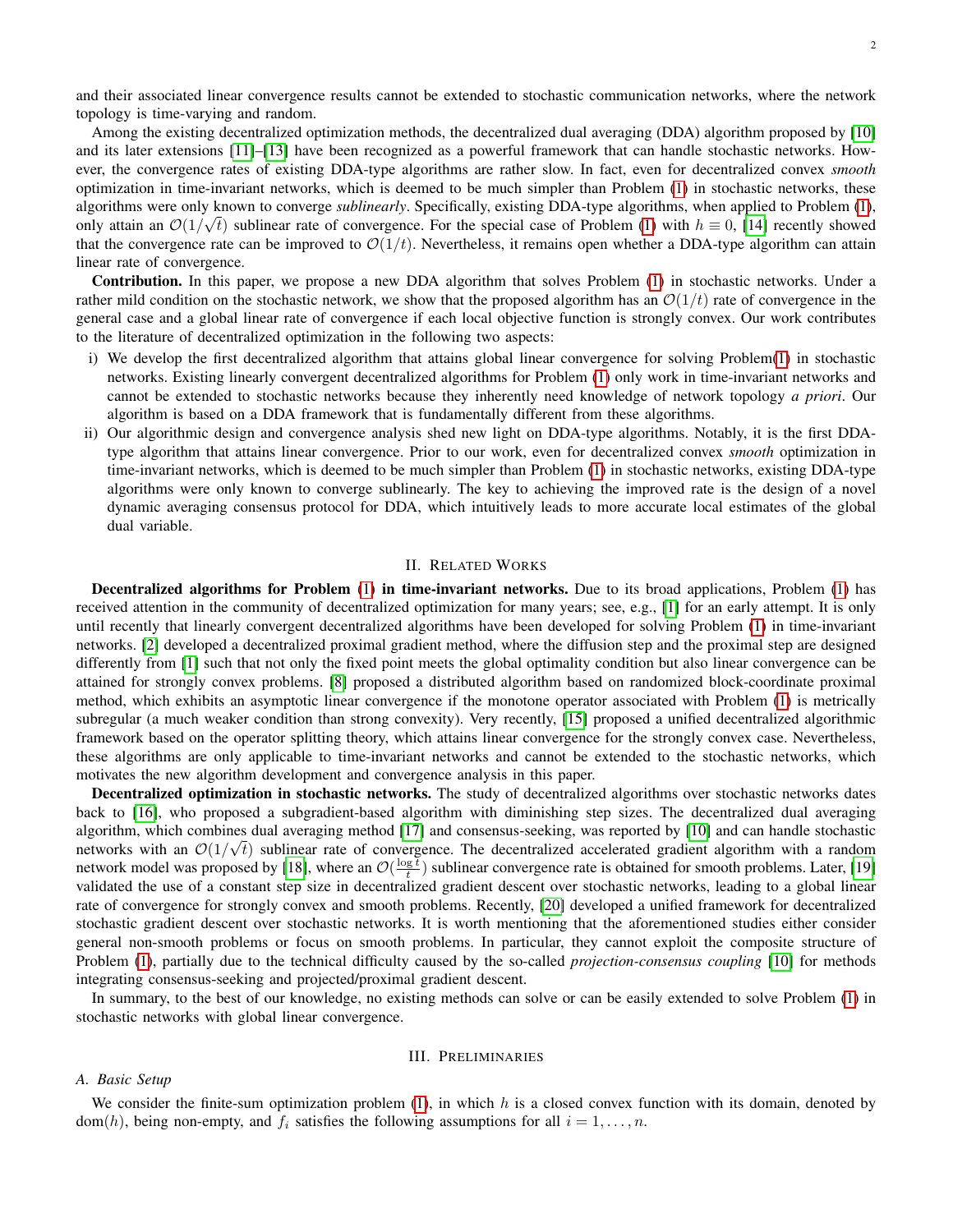and their associated linear convergence results cannot be extended to stochastic communication networks, where the network topology is time-varying and random.

Among the existing decentralized optimization methods, the decentralized dual averaging (DDA) algorithm proposed by [10] and its later extensions [11]–[13] have been recognized as a powerful framework that can handle stochastic networks. However, the convergence rates of existing DDA-type algorithms are rather slow. In fact, even for decentralized convex *smooth* optimization in time-invariant networks, which is deemed to be much simpler than Problem (1) in stochastic networks, these algorithms were only known to converge *sublinearly*. Specifically, existing DDA-type algorithms, when applied to Problem (1), only attain an $\mathcal{O}(1/\sqrt{t})$ sublinear rate of convergence. For the special case of Problem (1) with $h \equiv 0$, [14] recently showed that the convergence rate can be improved to $\mathcal{O}(1/t)$. Nevertheless, it remains open whether a DDA-type algorithm can attain linear rate of convergence.

**Contribution.** In this paper, we propose a new DDA algorithm that solves Problem (1) in stochastic networks. Under a rather mild condition on the stochastic network, we show that the proposed algorithm has an $\mathcal{O}(1/t)$ rate of convergence in the general case and a global linear rate of convergence if each local objective function is strongly convex. Our work contributes to the literature of decentralized optimization in the following two aspects:

i) We develop the first decentralized algorithm that attains global linear convergence for solving Problem(1) in stochastic networks. Existing linearly convergent decentralized algorithms for Problem (1) only work in time-invariant networks and cannot be extended to stochastic networks because they inherently need knowledge of network topology *a priori*. Our algorithm is based on a DDA framework that is fundamentally different from these algorithms.

ii) Our algorithmic design and convergence analysis shed new light on DDA-type algorithms. Notably, it is the first DDA-type algorithm that attains linear convergence. Prior to our work, even for decentralized convex *smooth* optimization in time-invariant networks, which is deemed to be much simpler than Problem (1) in stochastic networks, existing DDA-type algorithms were only known to converge sublinearly. The key to achieving the improved rate is the design of a novel dynamic averaging consensus protocol for DDA, which intuitively leads to more accurate local estimates of the global dual variable.

## II. Related Works

**Decentralized algorithms for Problem (1) in time-invariant networks.** Due to its broad applications, Problem (1) has received attention in the community of decentralized optimization for many years; see, e.g., [1] for an early attempt. It is only until recently that linearly convergent decentralized algorithms have been developed for solving Problem (1) in time-invariant networks. [2] developed a decentralized proximal gradient method, where the diffusion step and the proximal step are designed differently from [1] such that not only the fixed point meets the global optimality condition but also linear convergence can be attained for strongly convex problems. [8] proposed a distributed algorithm based on randomized block-coordinate proximal method, which exhibits an asymptotic linear convergence if the monotone operator associated with Problem (1) is metrically subregular (a much weaker condition than strong convexity). Very recently, [15] proposed a unified decentralized algorithmic framework based on the operator splitting theory, which attains linear convergence for the strongly convex case. Nevertheless, these algorithms are only applicable to time-invariant networks and cannot be extended to the stochastic networks, which motivates the new algorithm development and convergence analysis in this paper.

**Decentralized optimization in stochastic networks.** The study of decentralized algorithms over stochastic networks dates back to [16], who proposed a subgradient-based algorithm with diminishing step sizes. The decentralized dual averaging algorithm, which combines dual averaging method [17] and consensus-seeking, was reported by [10] and can handle stochastic networks with an $\mathcal{O}(1/\sqrt{t})$ sublinear rate of convergence. The decentralized accelerated gradient algorithm with a random network model was proposed by [18], where an $\mathcal{O}(\frac{\log t}{t})$ sublinear convergence rate is obtained for smooth problems. Later, [19] validated the use of a constant step size in decentralized gradient descent over stochastic networks, leading to a global linear rate of convergence for strongly convex and smooth problems. Recently, [20] developed a unified framework for decentralized stochastic gradient descent over stochastic networks. It is worth mentioning that the aforementioned studies either consider general non-smooth problems or focus on smooth problems. In particular, they cannot exploit the composite structure of Problem (1), partially due to the technical difficulty caused by the so-called *projection-consensus coupling* [10] for methods integrating consensus-seeking and projected/proximal gradient descent.

In summary, to the best of our knowledge, no existing methods can solve or can be easily extended to solve Problem (1) in stochastic networks with global linear convergence.

## III. Preliminaries

### A. Basic Setup

We consider the finite-sum optimization problem (1), in which $h$ is a closed convex function with its domain, denoted by $\mathrm{dom}(h)$, being non-empty, and $f_i$ satisfies the following assumptions for all $i = 1, \ldots, n$.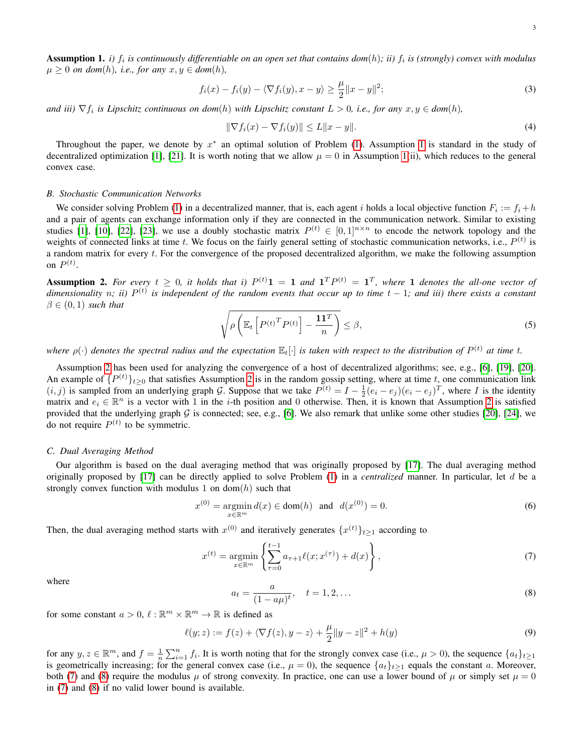**Assumption 1.** *i) $f_i$ is continuously differentiable on an open set that contains $dom(h)$; ii) $f_i$ is (strongly) convex with modulus $\mu \geq 0$ on $dom(h)$, i.e., for any $x, y \in dom(h)$,*

$$f_i(x) - f_i(y) - \langle \nabla f_i(y), x - y \rangle \geq \frac{\mu}{2}\|x - y\|^2; \tag{3}$$

*and iii) $\nabla f_i$ is Lipschitz continuous on $dom(h)$ with Lipschitz constant $L > 0$, i.e., for any $x, y \in dom(h)$,*

$$\|\nabla f_i(x) - \nabla f_i(y)\| \leq L\|x - y\|. \tag{4}$$

Throughout the paper, we denote by $x^*$ an optimal solution of Problem (1). Assumption 1 is standard in the study of decentralized optimization [1], [21]. It is worth noting that we allow $\mu = 0$ in Assumption 1(ii), which reduces to the general convex case.

### B. Stochastic Communication Networks

We consider solving Problem (1) in a decentralized manner, that is, each agent $i$ holds a local objective function $F_i := f_i + h$ and a pair of agents can exchange information only if they are connected in the communication network. Similar to existing studies [1], [10], [22], [23], we use a doubly stochastic matrix $P^{(t)} \in [0, 1]^{n \times n}$ to encode the network topology and the weights of connected links at time $t$. We focus on the fairly general setting of stochastic communication networks, i.e., $P^{(t)}$ is a random matrix for every $t$. For the convergence of the proposed decentralized algorithm, we make the following assumption on $P^{(t)}$.

**Assumption 2.** *For every $t \geq 0$, it holds that i) $P^{(t)}\mathbf{1} = \mathbf{1}$ and $\mathbf{1}^T P^{(t)} = \mathbf{1}^T$, where $\mathbf{1}$ denotes the all-one vector of dimensionality $n$; ii) $P^{(t)}$ is independent of the random events that occur up to time $t - 1$; and iii) there exists a constant $\beta \in (0, 1)$ such that*

$$\sqrt{\rho\left(\mathbb{E}_t\left[{P^{(t)}}^T P^{(t)}\right] - \frac{\mathbf{1}\mathbf{1}^T}{n}\right)} \leq \beta, \tag{5}$$

*where $\rho(\cdot)$ denotes the spectral radius and the expectation $\mathbb{E}_t[\cdot]$ is taken with respect to the distribution of $P^{(t)}$ at time $t$.*

Assumption 2 has been used for analyzing the convergence of a host of decentralized algorithms; see, e.g., [6], [19], [20]. An example of $\{P^{(t)}\}_{t \geq 0}$ that satisfies Assumption 2 is in the random gossip setting, where at time $t$, one communication link $(i, j)$ is sampled from an underlying graph $\mathcal{G}$. Suppose that we take $P^{(t)} = I - \frac{1}{2}(e_i - e_j)(e_i - e_j)^T$, where $I$ is the identity matrix and $e_i \in \mathbb{R}^n$ is a vector with 1 in the $i$-th position and 0 otherwise. Then, it is known that Assumption 2 is satisfied provided that the underlying graph $\mathcal{G}$ is connected; see, e.g., [6]. We also remark that unlike some other studies [20], [24], we do not require $P^{(t)}$ to be symmetric.

### C. Dual Averaging Method

Our algorithm is based on the dual averaging method that was originally proposed by [17]. The dual averaging method originally proposed by [17] can be directly applied to solve Problem (1) in a *centralized* manner. In particular, let $d$ be a strongly convex function with modulus 1 on dom$(h)$ such that

$$x^{(0)} = \operatorname*{argmin}_{x \in \mathbb{R}^m} d(x) \in \text{dom}(h) \quad \text{and} \quad d(x^{(0)}) = 0. \tag{6}$$

Then, the dual averaging method starts with $x^{(0)}$ and iteratively generates $\{x^{(t)}\}_{t \geq 1}$ according to

$$x^{(t)} = \operatorname*{argmin}_{x \in \mathbb{R}^m} \left\{ \sum_{\tau=0}^{t-1} a_{\tau+1} \ell(x; x^{(\tau)}) + d(x) \right\}, \tag{7}$$

where

$$a_t = \frac{a}{(1 - a\mu)^t}, \quad t = 1, 2, \ldots \tag{8}$$

for some constant $a > 0$, $\ell : \mathbb{R}^m \times \mathbb{R}^m \to \mathbb{R}$ is defined as

$$\ell(y; z) := f(z) + \langle \nabla f(z), y - z \rangle + \frac{\mu}{2}\|y - z\|^2 + h(y) \tag{9}$$

for any $y, z \in \mathbb{R}^m$, and $f = \frac{1}{n}\sum_{i=1}^n f_i$. It is worth noting that for the strongly convex case (i.e., $\mu > 0$), the sequence $\{a_t\}_{t \geq 1}$ is geometrically increasing; for the general convex case (i.e., $\mu = 0$), the sequence $\{a_t\}_{t \geq 1}$ equals the constant $a$. Moreover, both (7) and (8) require the modulus $\mu$ of strong convexity. In practice, one can use a lower bound of $\mu$ or simply set $\mu = 0$ in (7) and (8) if no valid lower bound is available.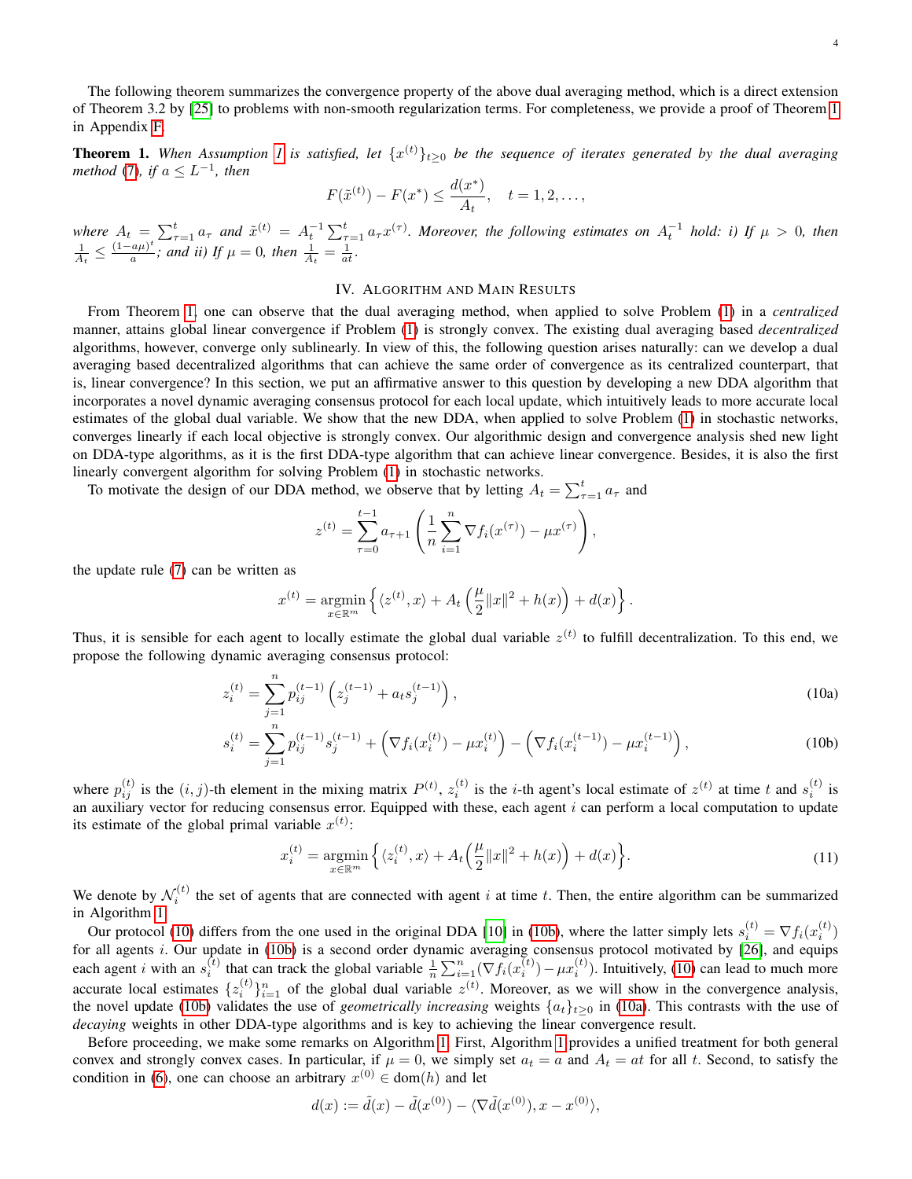The following theorem summarizes the convergence property of the above dual averaging method, which is a direct extension of Theorem 3.2 by [25] to problems with non-smooth regularization terms. For completeness, we provide a proof of Theorem 1 in Appendix F.

**Theorem 1.** *When Assumption 1 is satisfied, let $\{x^{(t)}\}_{t\geq 0}$ be the sequence of iterates generated by the dual averaging method (7), if $a \leq L^{-1}$, then*

$$F(\tilde{x}^{(t)}) - F(x^*) \leq \frac{d(x^*)}{A_t}, \quad t = 1, 2, \ldots,$$

*where $A_t = \sum_{\tau=1}^{t} a_\tau$ and $\tilde{x}^{(t)} = A_t^{-1} \sum_{\tau=1}^{t} a_\tau x^{(\tau)}$. Moreover, the following estimates on $A_t^{-1}$ hold: i) If $\mu > 0$, then $\frac{1}{A_t} \leq \frac{(1-a\mu)^t}{a}$; and ii) If $\mu = 0$, then $\frac{1}{A_t} = \frac{1}{at}$.*

## IV. Algorithm and Main Results

From Theorem 1, one can observe that the dual averaging method, when applied to solve Problem (1) in a *centralized* manner, attains global linear convergence if Problem (1) is strongly convex. The existing dual averaging based *decentralized* algorithms, however, converge only sublinearly. In view of this, the following question arises naturally: can we develop a dual averaging based decentralized algorithms that can achieve the same order of convergence as its centralized counterpart, that is, linear convergence? In this section, we put an affirmative answer to this question by developing a new DDA algorithm that incorporates a novel dynamic averaging consensus protocol for each local update, which intuitively leads to more accurate local estimates of the global dual variable. We show that the new DDA, when applied to solve Problem (1) in stochastic networks, converges linearly if each local objective is strongly convex. Our algorithmic design and convergence analysis shed new light on DDA-type algorithms, as it is the first DDA-type algorithm that can achieve linear convergence. Besides, it is also the first linearly convergent algorithm for solving Problem (1) in stochastic networks.

To motivate the design of our DDA method, we observe that by letting $A_t = \sum_{\tau=1}^{t} a_\tau$ and

$$z^{(t)} = \sum_{\tau=0}^{t-1} a_{\tau+1} \left( \frac{1}{n} \sum_{i=1}^{n} \nabla f_i(x^{(\tau)}) - \mu x^{(\tau)} \right),$$

the update rule (7) can be written as

$$x^{(t)} = \operatorname*{argmin}_{x\in\mathbb{R}^m} \left\{ \langle z^{(t)}, x\rangle + A_t \left( \frac{\mu}{2}\|x\|^2 + h(x) \right) + d(x) \right\}.$$

Thus, it is sensible for each agent to locally estimate the global dual variable $z^{(t)}$ to fulfill decentralization. To this end, we propose the following dynamic averaging consensus protocol:

$$z_i^{(t)} = \sum_{j=1}^{n} p_{ij}^{(t-1)} \left( z_j^{(t-1)} + a_t s_j^{(t-1)} \right), \tag{10a}$$

$$s_i^{(t)} = \sum_{j=1}^{n} p_{ij}^{(t-1)} s_j^{(t-1)} + \left( \nabla f_i(x_i^{(t)}) - \mu x_i^{(t)} \right) - \left( \nabla f_i(x_i^{(t-1)}) - \mu x_i^{(t-1)} \right), \tag{10b}$$

where $p_{ij}^{(t)}$ is the $(i,j)$-th element in the mixing matrix $P^{(t)}$, $z_i^{(t)}$ is the $i$-th agent's local estimate of $z^{(t)}$ at time $t$ and $s_i^{(t)}$ is an auxiliary vector for reducing consensus error. Equipped with these, each agent $i$ can perform a local computation to update its estimate of the global primal variable $x^{(t)}$:

$$x_i^{(t)} = \operatorname*{argmin}_{x\in\mathbb{R}^m} \left\{ \langle z_i^{(t)}, x\rangle + A_t \left( \frac{\mu}{2}\|x\|^2 + h(x) \right) + d(x) \right\}. \tag{11}$$

We denote by $\mathcal{N}_i^{(t)}$ the set of agents that are connected with agent $i$ at time $t$. Then, the entire algorithm can be summarized in Algorithm 1.

Our protocol (10) differs from the one used in the original DDA [10] in (10b), where the latter simply lets $s_i^{(t)} = \nabla f_i(x_i^{(t)})$ for all agents $i$. Our update in (10b) is a second order dynamic averaging consensus protocol motivated by [26], and equips each agent $i$ with an $s_i^{(t)}$ that can track the global variable $\frac{1}{n}\sum_{i=1}^{n}(\nabla f_i(x_i^{(t)}) - \mu x_i^{(t)})$. Intuitively, (10) can lead to much more accurate local estimates $\{z_i^{(t)}\}_{i=1}^{n}$ of the global dual variable $z^{(t)}$. Moreover, as we will show in the convergence analysis, the novel update (10b) validates the use of *geometrically increasing* weights $\{a_t\}_{t\geq 0}$ in (10a). This contrasts with the use of *decaying* weights in other DDA-type algorithms and is key to achieving the linear convergence result.

Before proceeding, we make some remarks on Algorithm 1. First, Algorithm 1 provides a unified treatment for both general convex and strongly convex cases. In particular, if $\mu = 0$, we simply set $a_t = a$ and $A_t = at$ for all $t$. Second, to satisfy the condition in (6), one can choose an arbitrary $x^{(0)} \in \operatorname{dom}(h)$ and let

$$d(x) := \tilde{d}(x) - \tilde{d}(x^{(0)}) - \langle \nabla \tilde{d}(x^{(0)}), x - x^{(0)}\rangle,$$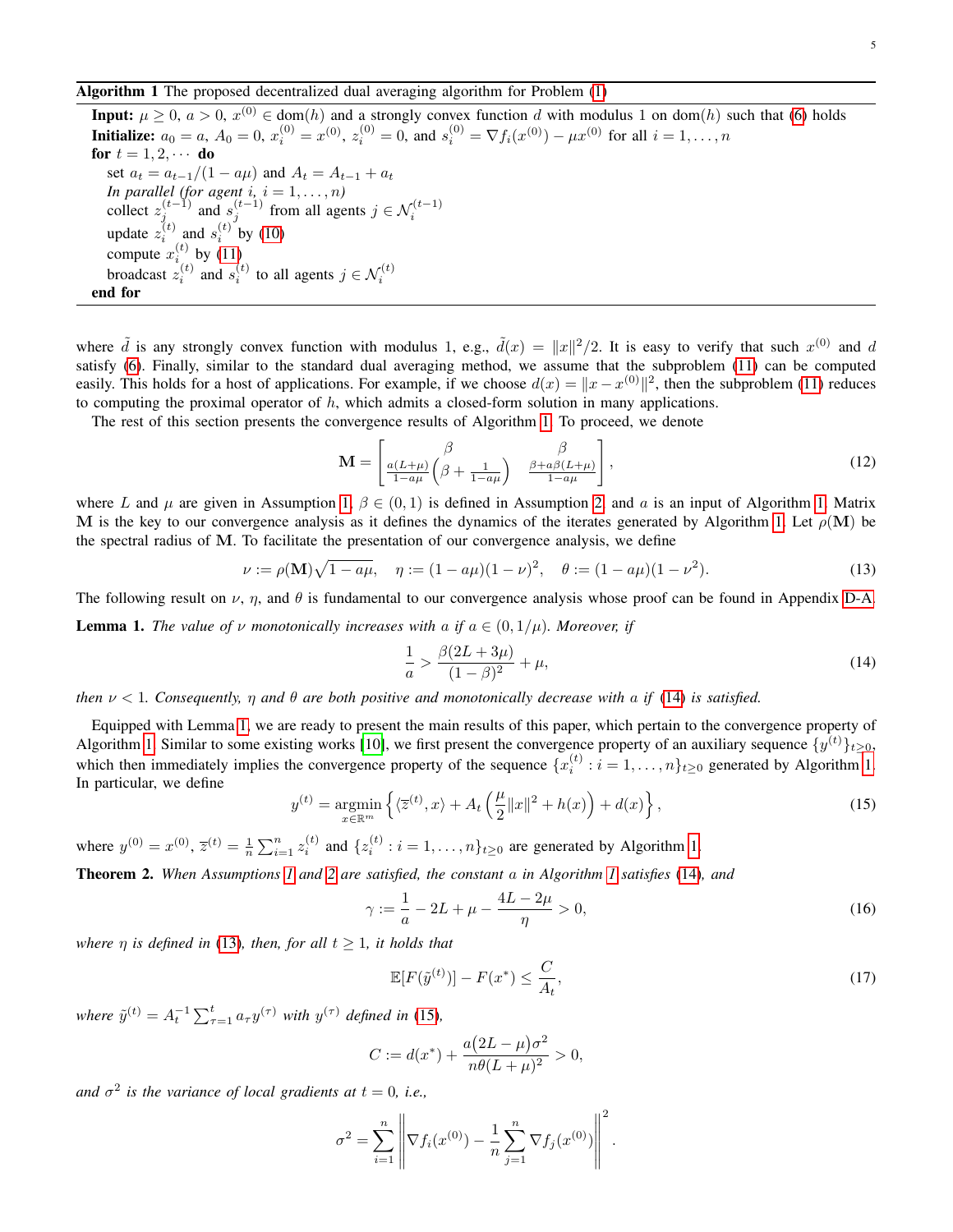**Algorithm 1** The proposed decentralized dual averaging algorithm for Problem (1)

---

**Input:** $\mu \geq 0$, $a > 0$, $x^{(0)} \in \mathrm{dom}(h)$ and a strongly convex function $d$ with modulus 1 on $\mathrm{dom}(h)$ such that (6) holds

**Initialize:** $a_0 = a$, $A_0 = 0$, $x_i^{(0)} = x^{(0)}$, $z_i^{(0)} = 0$, and $s_i^{(0)} = \nabla f_i(x^{(0)}) - \mu x^{(0)}$ for all $i = 1, \ldots, n$

**for** $t = 1, 2, \cdots$ **do**

  set $a_t = a_{t-1}/(1 - a\mu)$ and $A_t = A_{t-1} + a_t$

  *In parallel (for agent $i$, $i = 1, \ldots, n$)*

  collect $z_j^{(t-1)}$ and $s_j^{(t-1)}$ from all agents $j \in \mathcal{N}_i^{(t-1)}$

  update $z_i^{(t)}$ and $s_i^{(t)}$ by (10)

  compute $x_i^{(t)}$ by (11)

  broadcast $z_i^{(t)}$ and $s_i^{(t)}$ to all agents $j \in \mathcal{N}_i^{(t)}$

**end for**

---

where $\tilde{d}$ is any strongly convex function with modulus 1, e.g., $\tilde{d}(x) = \|x\|^2/2$. It is easy to verify that such $x^{(0)}$ and $d$ satisfy (6). Finally, similar to the standard dual averaging method, we assume that the subproblem (11) can be computed easily. This holds for a host of applications. For example, if we choose $d(x) = \|x - x^{(0)}\|^2$, then the subproblem (11) reduces to computing the proximal operator of $h$, which admits a closed-form solution in many applications.

The rest of this section presents the convergence results of Algorithm 1. To proceed, we denote

$$\mathbf{M} = \begin{bmatrix} \beta & \beta \\ \frac{a(L+\mu)}{1-a\mu}\left(\beta + \frac{1}{1-a\mu}\right) & \frac{\beta + a\beta(L+\mu)}{1-a\mu} \end{bmatrix}, \tag{12}$$

where $L$ and $\mu$ are given in Assumption 1, $\beta \in (0, 1)$ is defined in Assumption 2, and $a$ is an input of Algorithm 1. Matrix $\mathbf{M}$ is the key to our convergence analysis as it defines the dynamics of the iterates generated by Algorithm 1. Let $\rho(\mathbf{M})$ be the spectral radius of $\mathbf{M}$. To facilitate the presentation of our convergence analysis, we define

$$\nu := \rho(\mathbf{M})\sqrt{1 - a\mu}, \quad \eta := (1 - a\mu)(1 - \nu)^2, \quad \theta := (1 - a\mu)(1 - \nu^2). \tag{13}$$

The following result on $\nu$, $\eta$, and $\theta$ is fundamental to our convergence analysis whose proof can be found in Appendix D-A.

**Lemma 1.** *The value of $\nu$ monotonically increases with $a$ if $a \in (0, 1/\mu)$. Moreover, if*

$$\frac{1}{a} > \frac{\beta(2L + 3\mu)}{(1 - \beta)^2} + \mu, \tag{14}$$

*then $\nu < 1$. Consequently, $\eta$ and $\theta$ are both positive and monotonically decrease with $a$ if (14) is satisfied.*

Equipped with Lemma 1, we are ready to present the main results of this paper, which pertain to the convergence property of Algorithm 1. Similar to some existing works [10], we first present the convergence property of an auxiliary sequence $\{y^{(t)}\}_{t \geq 0}$, which then immediately implies the convergence property of the sequence $\{x_i^{(t)} : i = 1, \ldots, n\}_{t \geq 0}$ generated by Algorithm 1. In particular, we define

$$y^{(t)} = \operatorname*{argmin}_{x \in \mathbb{R}^m} \left\{ \langle \overline{z}^{(t)}, x \rangle + A_t \left( \frac{\mu}{2}\|x\|^2 + h(x) \right) + d(x) \right\}, \tag{15}$$

where $y^{(0)} = x^{(0)}$, $\overline{z}^{(t)} = \frac{1}{n}\sum_{i=1}^{n} z_i^{(t)}$ and $\{z_i^{(t)} : i = 1, \ldots, n\}_{t \geq 0}$ are generated by Algorithm 1.

**Theorem 2.** *When Assumptions 1 and 2 are satisfied, the constant $a$ in Algorithm 1 satisfies (14), and*

$$\gamma := \frac{1}{a} - 2L + \mu - \frac{4L - 2\mu}{\eta} > 0, \tag{16}$$

*where $\eta$ is defined in (13), then, for all $t \geq 1$, it holds that*

$$\mathbb{E}[F(\tilde{y}^{(t)})] - F(x^*) \leq \frac{C}{A_t}, \tag{17}$$

*where $\tilde{y}^{(t)} = A_t^{-1}\sum_{\tau=1}^{t} a_\tau y^{(\tau)}$ with $y^{(\tau)}$ defined in (15),*

$$C := d(x^*) + \frac{a(2L - \mu)\sigma^2}{n\theta(L + \mu)^2} > 0,$$

*and $\sigma^2$ is the variance of local gradients at $t = 0$, i.e.,*

$$\sigma^2 = \sum_{i=1}^{n} \left\| \nabla f_i(x^{(0)}) - \frac{1}{n}\sum_{j=1}^{n} \nabla f_j(x^{(0)}) \right\|^2.$$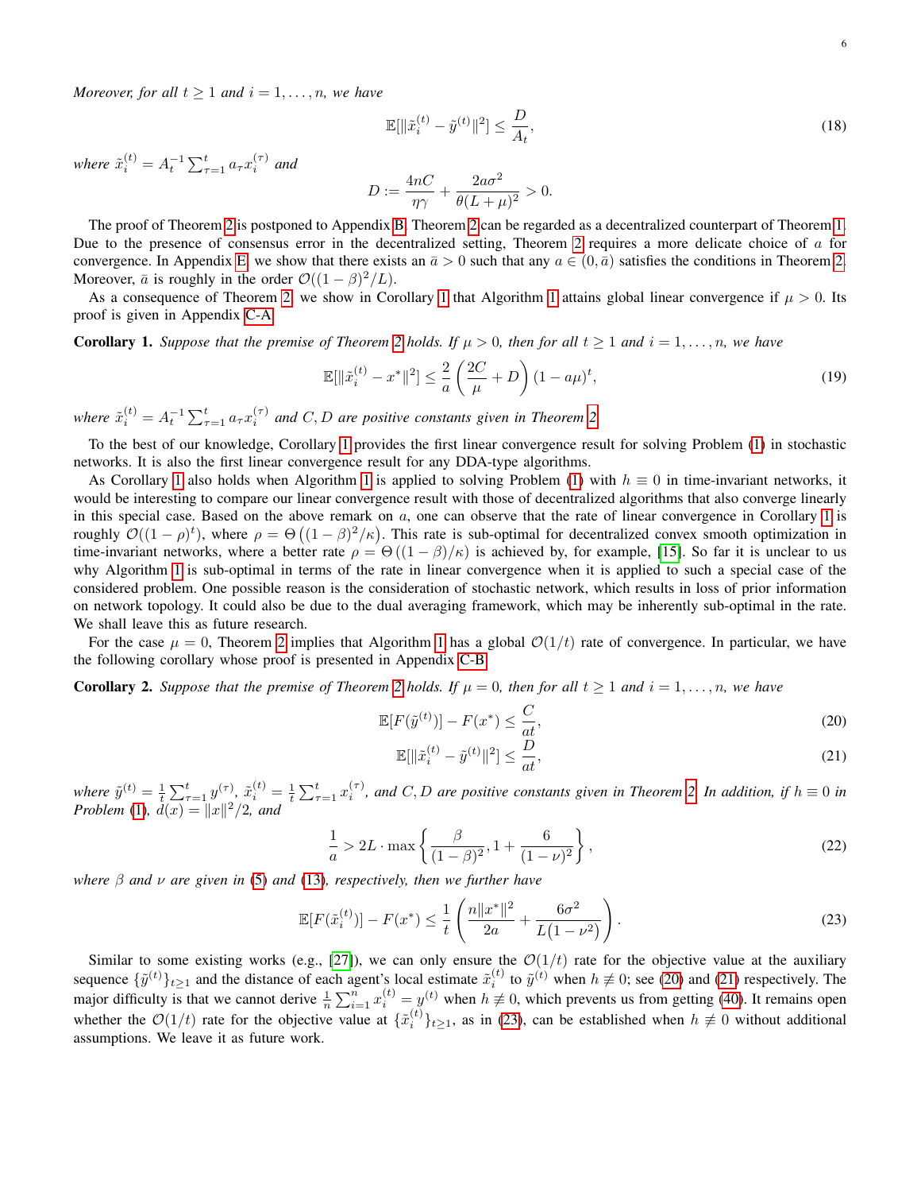*Moreover, for all $t \geq 1$ and $i = 1, \ldots, n$, we have*

$$\mathbb{E}[\|\tilde{x}_i^{(t)} - \tilde{y}^{(t)}\|^2] \leq \frac{D}{A_t}, \tag{18}$$

*where* $\tilde{x}_i^{(t)} = A_t^{-1} \sum_{\tau=1}^{t} a_\tau x_i^{(\tau)}$ *and*

$$D := \frac{4nC}{\eta\gamma} + \frac{2a\sigma^2}{\theta(L+\mu)^2} > 0.$$

The proof of Theorem 2 is postponed to Appendix B. Theorem 2 can be regarded as a decentralized counterpart of Theorem 1. Due to the presence of consensus error in the decentralized setting, Theorem 2 requires a more delicate choice of $a$ for convergence. In Appendix E, we show that there exists an $\bar{a} > 0$ such that any $a \in (0, \bar{a})$ satisfies the conditions in Theorem 2. Moreover, $\bar{a}$ is roughly in the order $\mathcal{O}((1-\beta)^2/L)$.

As a consequence of Theorem 2, we show in Corollary 1 that Algorithm 1 attains global linear convergence if $\mu > 0$. Its proof is given in Appendix C-A.

**Corollary 1.** *Suppose that the premise of Theorem 2 holds. If $\mu > 0$, then for all $t \geq 1$ and $i = 1, \ldots, n$, we have*

$$\mathbb{E}[\|\tilde{x}_i^{(t)} - x^*\|^2] \leq \frac{2}{a}\left(\frac{2C}{\mu} + D\right)(1 - a\mu)^t, \tag{19}$$

*where* $\tilde{x}_i^{(t)} = A_t^{-1} \sum_{\tau=1}^{t} a_\tau x_i^{(\tau)}$ *and $C, D$ are positive constants given in Theorem 2.*

To the best of our knowledge, Corollary 1 provides the first linear convergence result for solving Problem (1) in stochastic networks. It is also the first linear convergence result for any DDA-type algorithms.

As Corollary 1 also holds when Algorithm 1 is applied to solving Problem (1) with $h \equiv 0$ in time-invariant networks, it would be interesting to compare our linear convergence result with those of decentralized algorithms that also converge linearly in this special case. Based on the above remark on $a$, one can observe that the rate of linear convergence in Corollary 1 is roughly $\mathcal{O}((1-\rho)^t)$, where $\rho = \Theta\left((1-\beta)^2/\kappa\right)$. This rate is sub-optimal for decentralized convex smooth optimization in time-invariant networks, where a better rate $\rho = \Theta\left((1-\beta)/\kappa\right)$ is achieved by, for example, [15]. So far it is unclear to us why Algorithm 1 is sub-optimal in terms of the rate in linear convergence when it is applied to such a special case of the considered problem. One possible reason is the consideration of stochastic network, which results in loss of prior information on network topology. It could also be due to the dual averaging framework, which may be inherently sub-optimal in the rate. We shall leave this as future research.

For the case $\mu = 0$, Theorem 2 implies that Algorithm 1 has a global $\mathcal{O}(1/t)$ rate of convergence. In particular, we have the following corollary whose proof is presented in Appendix C-B.

**Corollary 2.** *Suppose that the premise of Theorem 2 holds. If $\mu = 0$, then for all $t \geq 1$ and $i = 1, \ldots, n$, we have*

$$\mathbb{E}[F(\tilde{y}^{(t)})] - F(x^*) \leq \frac{C}{at}, \tag{20}$$

$$\mathbb{E}[\|\tilde{x}_i^{(t)} - \tilde{y}^{(t)}\|^2] \leq \frac{D}{at}, \tag{21}$$

*where* $\tilde{y}^{(t)} = \frac{1}{t}\sum_{\tau=1}^{t} y^{(\tau)}$, $\tilde{x}_i^{(t)} = \frac{1}{t}\sum_{\tau=1}^{t} x_i^{(\tau)}$, *and $C, D$ are positive constants given in Theorem 2. In addition, if $h \equiv 0$ in Problem (1), $d(x) = \|x\|^2/2$, and*

$$\frac{1}{a} > 2L \cdot \max\left\{\frac{\beta}{(1-\beta)^2}, 1 + \frac{6}{(1-\nu)^2}\right\}, \tag{22}$$

*where $\beta$ and $\nu$ are given in (5) and (13), respectively, then we further have*

$$\mathbb{E}[F(\tilde{x}_i^{(t)})] - F(x^*) \leq \frac{1}{t}\left(\frac{n\|x^*\|^2}{2a} + \frac{6\sigma^2}{L(1-\nu^2)}\right). \tag{23}$$

Similar to some existing works (e.g., [27]), we can only ensure the $\mathcal{O}(1/t)$ rate for the objective value at the auxiliary sequence $\{\tilde{y}^{(t)}\}_{t\geq 1}$ and the distance of each agent's local estimate $\tilde{x}_i^{(t)}$ to $\tilde{y}^{(t)}$ when $h \not\equiv 0$; see (20) and (21) respectively. The major difficulty is that we cannot derive $\frac{1}{n}\sum_{i=1}^{n} x_i^{(t)} = y^{(t)}$ when $h \not\equiv 0$, which prevents us from getting (40). It remains open whether the $\mathcal{O}(1/t)$ rate for the objective value at $\{\tilde{x}_i^{(t)}\}_{t\geq 1}$, as in (23), can be established when $h \not\equiv 0$ without additional assumptions. We leave it as future work.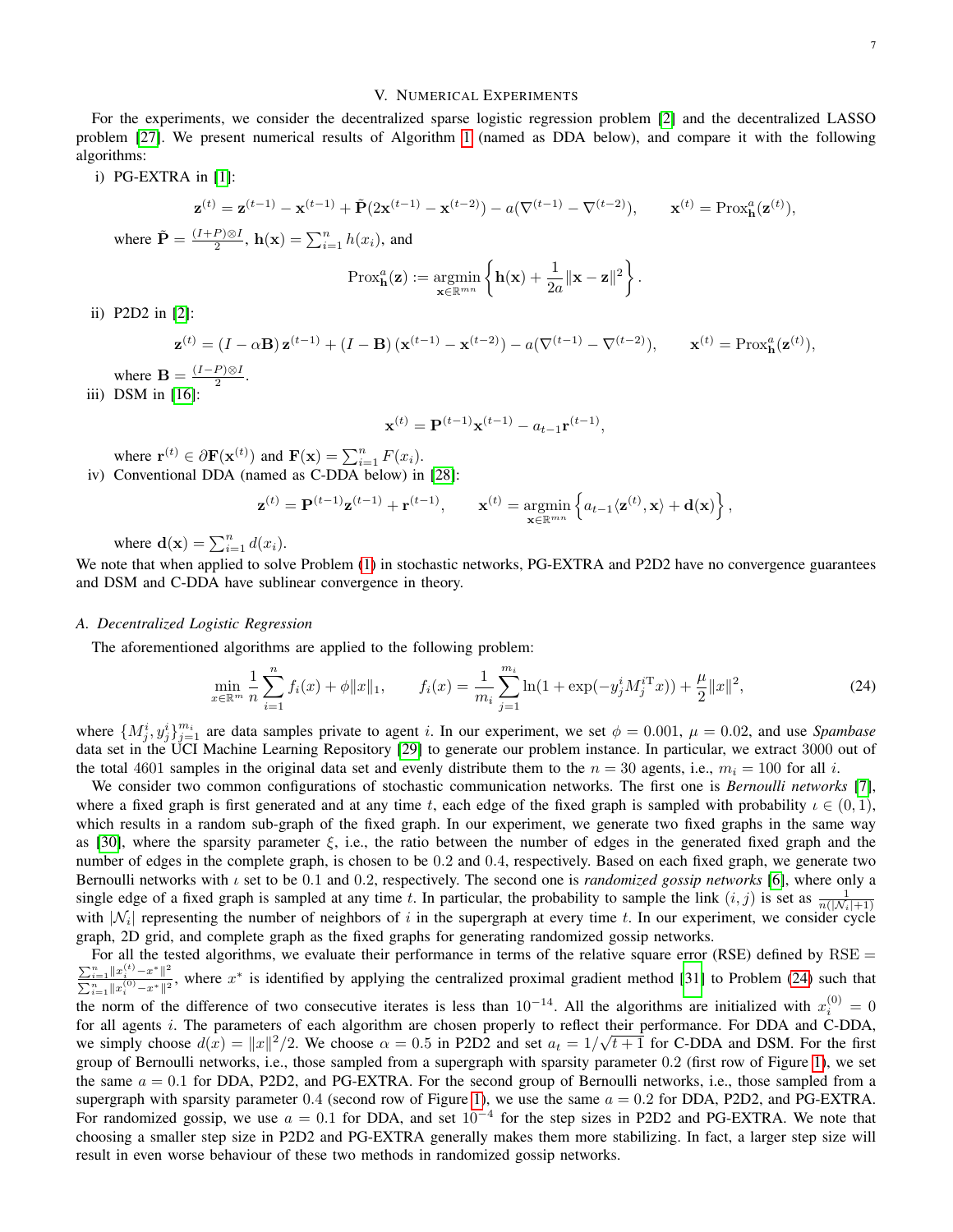## V. Numerical Experiments

For the experiments, we consider the decentralized sparse logistic regression problem [2] and the decentralized LASSO problem [27]. We present numerical results of Algorithm 1 (named as DDA below), and compare it with the following algorithms:

i) PG-EXTRA in [1]:

$$\mathbf{z}^{(t)} = \mathbf{z}^{(t-1)} - \mathbf{x}^{(t-1)} + \tilde{\mathbf{P}}(2\mathbf{x}^{(t-1)} - \mathbf{x}^{(t-2)}) - a(\nabla^{(t-1)} - \nabla^{(t-2)}), \qquad \mathbf{x}^{(t)} = \mathrm{Prox}_{\mathbf{h}}^{a}(\mathbf{z}^{(t)}),$$

where $\tilde{\mathbf{P}} = \frac{(I+P)\otimes I}{2}$, $\mathbf{h}(\mathbf{x}) = \sum_{i=1}^{n} h(x_i)$, and

$$\mathrm{Prox}_{\mathbf{h}}^{a}(\mathbf{z}) := \operatorname*{argmin}_{\mathbf{x}\in\mathbb{R}^{mn}} \left\{ \mathbf{h}(\mathbf{x}) + \frac{1}{2a}\|\mathbf{x} - \mathbf{z}\|^2 \right\}.$$

ii) P2D2 in [2]:

$$\mathbf{z}^{(t)} = (I - \alpha\mathbf{B})\,\mathbf{z}^{(t-1)} + (I - \mathbf{B})\,(\mathbf{x}^{(t-1)} - \mathbf{x}^{(t-2)}) - a(\nabla^{(t-1)} - \nabla^{(t-2)}), \qquad \mathbf{x}^{(t)} = \mathrm{Prox}_{\mathbf{h}}^{a}(\mathbf{z}^{(t)}),$$

where $\mathbf{B} = \frac{(I-P)\otimes I}{2}$.

iii) DSM in [16]:

$$\mathbf{x}^{(t)} = \mathbf{P}^{(t-1)}\mathbf{x}^{(t-1)} - a_{t-1}\mathbf{r}^{(t-1)},$$

where $\mathbf{r}^{(t)} \in \partial\mathbf{F}(\mathbf{x}^{(t)})$ and $\mathbf{F}(\mathbf{x}) = \sum_{i=1}^{n} F(x_i)$.

iv) Conventional DDA (named as C-DDA below) in [28]:

$$\mathbf{z}^{(t)} = \mathbf{P}^{(t-1)}\mathbf{z}^{(t-1)} + \mathbf{r}^{(t-1)}, \qquad \mathbf{x}^{(t)} = \operatorname*{argmin}_{\mathbf{x}\in\mathbb{R}^{mn}} \left\{ a_{t-1}\langle \mathbf{z}^{(t)}, \mathbf{x}\rangle + \mathbf{d}(\mathbf{x}) \right\},$$

where $\mathbf{d}(\mathbf{x}) = \sum_{i=1}^{n} d(x_i)$.

We note that when applied to solve Problem (1) in stochastic networks, PG-EXTRA and P2D2 have no convergence guarantees and DSM and C-DDA have sublinear convergence in theory.

### A. Decentralized Logistic Regression

The aforementioned algorithms are applied to the following problem:

$$\min_{x\in\mathbb{R}^m} \frac{1}{n}\sum_{i=1}^{n} f_i(x) + \phi\|x\|_1, \qquad f_i(x) = \frac{1}{m_i}\sum_{j=1}^{m_i} \ln(1 + \exp(-y_j^i M_j^{i\mathrm{T}} x)) + \frac{\mu}{2}\|x\|^2, \tag{24}$$

where $\{M_j^i, y_j^i\}_{j=1}^{m_i}$ are data samples private to agent $i$. In our experiment, we set $\phi = 0.001$, $\mu = 0.02$, and use *Spambase* data set in the UCI Machine Learning Repository [29] to generate our problem instance. In particular, we extract 3000 out of the total 4601 samples in the original data set and evenly distribute them to the $n = 30$ agents, i.e., $m_i = 100$ for all $i$.

We consider two common configurations of stochastic communication networks. The first one is *Bernoulli networks* [7], where a fixed graph is first generated and at any time $t$, each edge of the fixed graph is sampled with probability $\iota \in (0,1)$, which results in a random sub-graph of the fixed graph. In our experiment, we generate two fixed graphs in the same way as [30], where the sparsity parameter $\xi$, i.e., the ratio between the number of edges in the generated fixed graph and the number of edges in the complete graph, is chosen to be 0.2 and 0.4, respectively. Based on each fixed graph, we generate two Bernoulli networks with $\iota$ set to be 0.1 and 0.2, respectively. The second one is *randomized gossip networks* [6], where only a single edge of a fixed graph is sampled at any time $t$. In particular, the probability to sample the link $(i,j)$ is set as $\frac{1}{n(|\mathcal{N}_i|+1)}$ with $|\mathcal{N}_i|$ representing the number of neighbors of $i$ in the supergraph at every time $t$. In our experiment, we consider cycle graph, 2D grid, and complete graph as the fixed graphs for generating randomized gossip networks.

For all the tested algorithms, we evaluate their performance in terms of the relative square error (RSE) defined by $\mathrm{RSE} = \frac{\sum_{i=1}^{n}\|x_i^{(t)} - x^*\|^2}{\sum_{i=1}^{n}\|x_i^{(0)} - x^*\|^2}$, where $x^*$ is identified by applying the centralized proximal gradient method [31] to Problem (24) such that the norm of the difference of two consecutive iterates is less than $10^{-14}$. All the algorithms are initialized with $x_i^{(0)} = 0$ for all agents $i$. The parameters of each algorithm are chosen properly to reflect their performance. For DDA and C-DDA, we simply choose $d(x) = \|x\|^2/2$. We choose $\alpha = 0.5$ in P2D2 and set $a_t = 1/\sqrt{t+1}$ for C-DDA and DSM. For the first group of Bernoulli networks, i.e., those sampled from a supergraph with sparsity parameter 0.2 (first row of Figure 1), we set the same $a = 0.1$ for DDA, P2D2, and PG-EXTRA. For the second group of Bernoulli networks, i.e., those sampled from a supergraph with sparsity parameter 0.4 (second row of Figure 1), we use the same $a = 0.2$ for DDA, P2D2, and PG-EXTRA. For randomized gossip, we use $a = 0.1$ for DDA, and set $10^{-4}$ for the step sizes in P2D2 and PG-EXTRA. We note that choosing a smaller step size in P2D2 and PG-EXTRA generally makes them more stabilizing. In fact, a larger step size will result in even worse behaviour of these two methods in randomized gossip networks.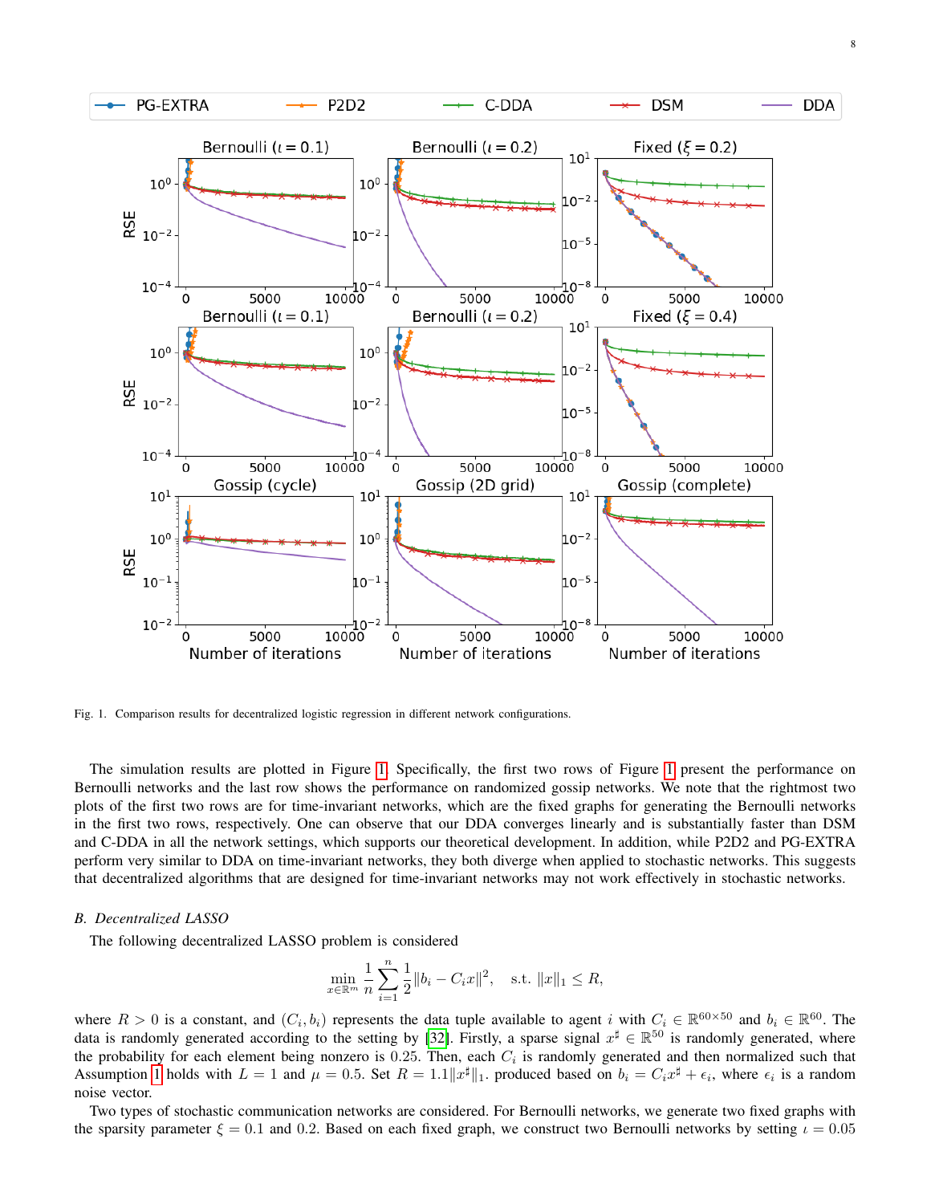Fig. 1. Comparison results for decentralized logistic regression in different network configurations.

The simulation results are plotted in Figure 1. Specifically, the first two rows of Figure 1 present the performance on Bernoulli networks and the last row shows the performance on randomized gossip networks. We note that the rightmost two plots of the first two rows are for time-invariant networks, which are the fixed graphs for generating the Bernoulli networks in the first two rows, respectively. One can observe that our DDA converges linearly and is substantially faster than DSM and C-DDA in all the network settings, which supports our theoretical development. In addition, while P2D2 and PG-EXTRA perform very similar to DDA on time-invariant networks, they both diverge when applied to stochastic networks. This suggests that decentralized algorithms that are designed for time-invariant networks may not work effectively in stochastic networks.

### B. Decentralized LASSO

The following decentralized LASSO problem is considered

$$\min_{x \in \mathbb{R}^m} \frac{1}{n} \sum_{i=1}^{n} \frac{1}{2} \|b_i - C_i x\|^2, \quad \text{s.t. } \|x\|_1 \leq R,$$

where $R > 0$ is a constant, and $(C_i, b_i)$ represents the data tuple available to agent $i$ with $C_i \in \mathbb{R}^{60 \times 50}$ and $b_i \in \mathbb{R}^{60}$. The data is randomly generated according to the setting by [32]. Firstly, a sparse signal $x^\sharp \in \mathbb{R}^{50}$ is randomly generated, where the probability for each element being nonzero is 0.25. Then, each $C_i$ is randomly generated and then normalized such that Assumption 1 holds with $L = 1$ and $\mu = 0.5$. Set $R = 1.1\|x^\sharp\|_1$. produced based on $b_i = C_i x^\sharp + \epsilon_i$, where $\epsilon_i$ is a random noise vector.

Two types of stochastic communication networks are considered. For Bernoulli networks, we generate two fixed graphs with the sparsity parameter $\xi = 0.1$ and 0.2. Based on each fixed graph, we construct two Bernoulli networks by setting $\iota = 0.05$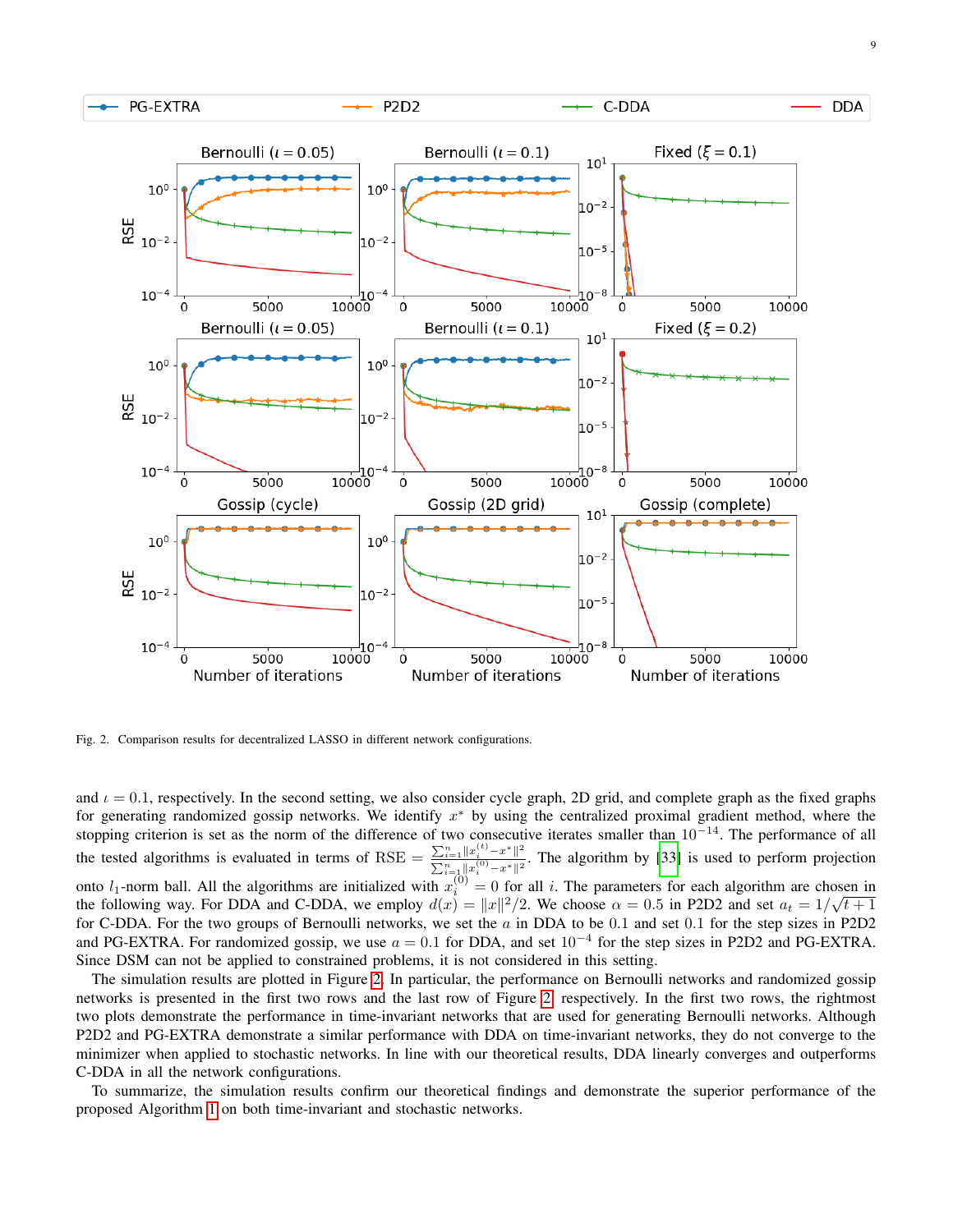Fig. 2. Comparison results for decentralized LASSO in different network configurations.

and $\iota = 0.1$, respectively. In the second setting, we also consider cycle graph, 2D grid, and complete graph as the fixed graphs for generating randomized gossip networks. We identify $x^*$ by using the centralized proximal gradient method, where the stopping criterion is set as the norm of the difference of two consecutive iterates smaller than $10^{-14}$. The performance of all the tested algorithms is evaluated in terms of RSE $= \frac{\sum_{i=1}^n \|x_i^{(t)} - x^*\|^2}{\sum_{i=1}^n \|x_i^{(0)} - x^*\|^2}$. The algorithm by [33] is used to perform projection onto $l_1$-norm ball. All the algorithms are initialized with $x_i^{(0)} = 0$ for all $i$. The parameters for each algorithm are chosen in the following way. For DDA and C-DDA, we employ $d(x) = \|x\|^2/2$. We choose $\alpha = 0.5$ in P2D2 and set $a_t = 1/\sqrt{t+1}$ for C-DDA. For the two groups of Bernoulli networks, we set the $a$ in DDA to be $0.1$ and set $0.1$ for the step sizes in P2D2 and PG-EXTRA. For randomized gossip, we use $a = 0.1$ for DDA, and set $10^{-4}$ for the step sizes in P2D2 and PG-EXTRA. Since DSM can not be applied to constrained problems, it is not considered in this setting.

The simulation results are plotted in Figure 2. In particular, the performance on Bernoulli networks and randomized gossip networks is presented in the first two rows and the last row of Figure 2, respectively. In the first two rows, the rightmost two plots demonstrate the performance in time-invariant networks that are used for generating Bernoulli networks. Although P2D2 and PG-EXTRA demonstrate a similar performance with DDA on time-invariant networks, they do not converge to the minimizer when applied to stochastic networks. In line with our theoretical results, DDA linearly converges and outperforms C-DDA in all the network configurations.

To summarize, the simulation results confirm our theoretical findings and demonstrate the superior performance of the proposed Algorithm 1 on both time-invariant and stochastic networks.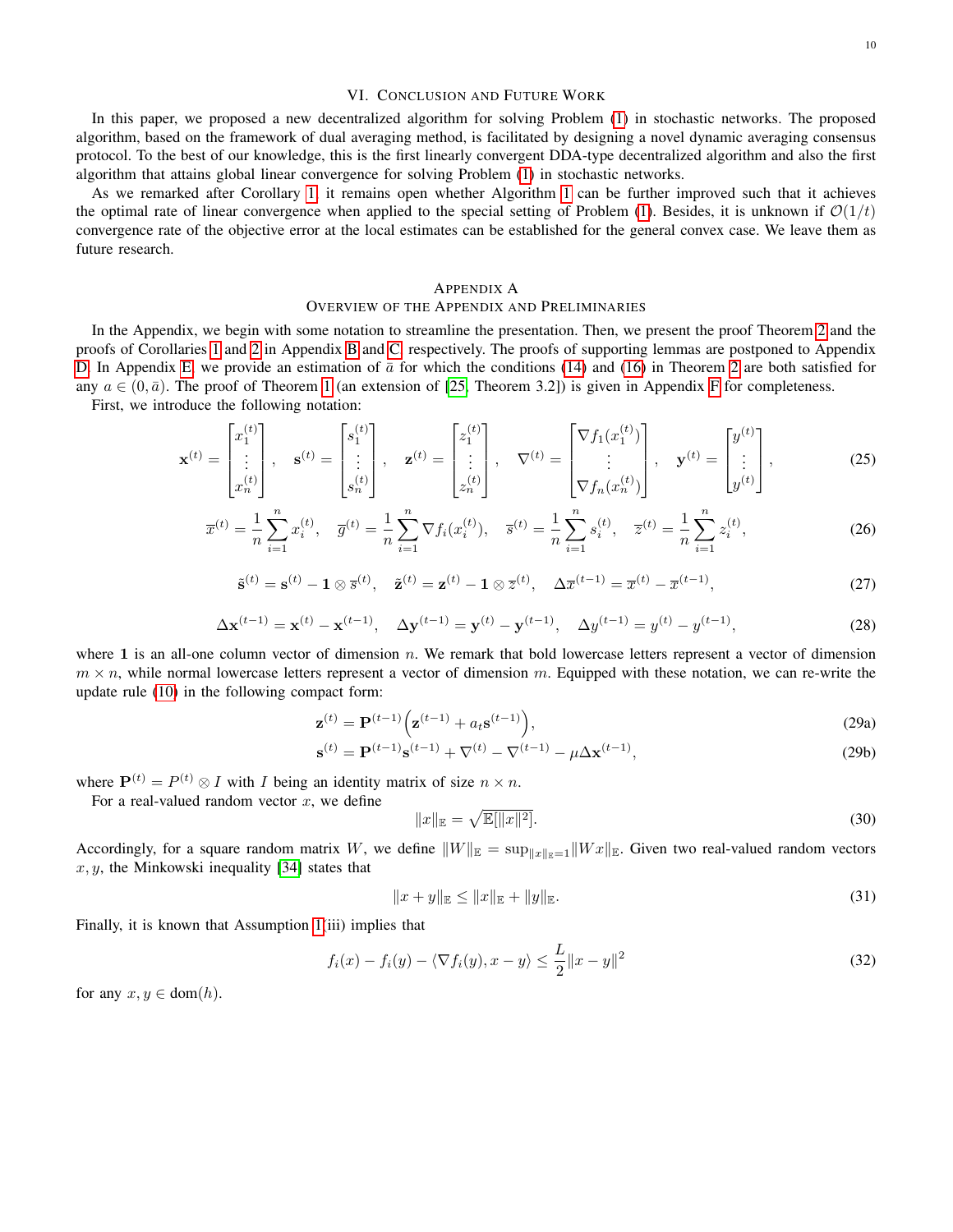## VI. Conclusion and Future Work

In this paper, we proposed a new decentralized algorithm for solving Problem (1) in stochastic networks. The proposed algorithm, based on the framework of dual averaging method, is facilitated by designing a novel dynamic averaging consensus protocol. To the best of our knowledge, this is the first linearly convergent DDA-type decentralized algorithm and also the first algorithm that attains global linear convergence for solving Problem (1) in stochastic networks.

As we remarked after Corollary 1, it remains open whether Algorithm 1 can be further improved such that it achieves the optimal rate of linear convergence when applied to the special setting of Problem (1). Besides, it is unknown if $\mathcal{O}(1/t)$ convergence rate of the objective error at the local estimates can be established for the general convex case. We leave them as future research.

## Appendix A
## Overview of the Appendix and Preliminaries

In the Appendix, we begin with some notation to streamline the presentation. Then, we present the proof Theorem 2 and the proofs of Corollaries 1 and 2 in Appendix B and C, respectively. The proofs of supporting lemmas are postponed to Appendix D. In Appendix E, we provide an estimation of $\bar{a}$ for which the conditions (14) and (16) in Theorem 2 are both satisfied for any $a \in (0, \bar{a})$. The proof of Theorem 1 (an extension of [25, Theorem 3.2]) is given in Appendix F for completeness.

First, we introduce the following notation:

$$
\mathbf{x}^{(t)} = \begin{bmatrix} x_1^{(t)} \\ \vdots \\ x_n^{(t)} \end{bmatrix}, \quad \mathbf{s}^{(t)} = \begin{bmatrix} s_1^{(t)} \\ \vdots \\ s_n^{(t)} \end{bmatrix}, \quad \mathbf{z}^{(t)} = \begin{bmatrix} z_1^{(t)} \\ \vdots \\ z_n^{(t)} \end{bmatrix}, \quad \nabla^{(t)} = \begin{bmatrix} \nabla f_1(x_1^{(t)}) \\ \vdots \\ \nabla f_n(x_n^{(t)}) \end{bmatrix}, \quad \mathbf{y}^{(t)} = \begin{bmatrix} y^{(t)} \\ \vdots \\ y^{(t)} \end{bmatrix}, \tag{25}
$$

$$
\overline{x}^{(t)} = \frac{1}{n}\sum_{i=1}^{n} x_i^{(t)}, \quad \overline{g}^{(t)} = \frac{1}{n}\sum_{i=1}^{n} \nabla f_i(x_i^{(t)}), \quad \overline{s}^{(t)} = \frac{1}{n}\sum_{i=1}^{n} s_i^{(t)}, \quad \overline{z}^{(t)} = \frac{1}{n}\sum_{i=1}^{n} z_i^{(t)}, \tag{26}
$$

$$
\tilde{\mathbf{s}}^{(t)} = \mathbf{s}^{(t)} - \mathbf{1} \otimes \overline{s}^{(t)}, \quad \tilde{\mathbf{z}}^{(t)} = \mathbf{z}^{(t)} - \mathbf{1} \otimes \overline{z}^{(t)}, \quad \Delta \overline{x}^{(t-1)} = \overline{x}^{(t)} - \overline{x}^{(t-1)}, \tag{27}
$$

$$
\Delta \mathbf{x}^{(t-1)} = \mathbf{x}^{(t)} - \mathbf{x}^{(t-1)}, \quad \Delta \mathbf{y}^{(t-1)} = \mathbf{y}^{(t)} - \mathbf{y}^{(t-1)}, \quad \Delta y^{(t-1)} = y^{(t)} - y^{(t-1)}, \tag{28}
$$

where $\mathbf{1}$ is an all-one column vector of dimension $n$. We remark that bold lowercase letters represent a vector of dimension $m \times n$, while normal lowercase letters represent a vector of dimension $m$. Equipped with these notation, we can re-write the update rule (10) in the following compact form:

$$
\mathbf{z}^{(t)} = \mathbf{P}^{(t-1)}\left(\mathbf{z}^{(t-1)} + a_t \mathbf{s}^{(t-1)}\right), \tag{29a}
$$

$$
\mathbf{s}^{(t)} = \mathbf{P}^{(t-1)}\mathbf{s}^{(t-1)} + \nabla^{(t)} - \nabla^{(t-1)} - \mu \Delta \mathbf{x}^{(t-1)}, \tag{29b}
$$

where $\mathbf{P}^{(t)} = P^{(t)} \otimes I$ with $I$ being an identity matrix of size $n \times n$.

For a real-valued random vector $x$, we define

$$
\|x\|_{\mathbb{E}} = \sqrt{\mathbb{E}[\|x\|^2]}. \tag{30}
$$

Accordingly, for a square random matrix $W$, we define $\|W\|_{\mathbb{E}} = \sup_{\|x\|_{\mathbb{E}}=1} \|Wx\|_{\mathbb{E}}$. Given two real-valued random vectors $x, y$, the Minkowski inequality [34] states that

$$
\|x + y\|_{\mathbb{E}} \leq \|x\|_{\mathbb{E}} + \|y\|_{\mathbb{E}}. \tag{31}
$$

Finally, it is known that Assumption 1(iii) implies that

$$
f_i(x) - f_i(y) - \langle \nabla f_i(y), x - y \rangle \leq \frac{L}{2}\|x - y\|^2 \tag{32}
$$

for any $x, y \in \mathrm{dom}(h)$.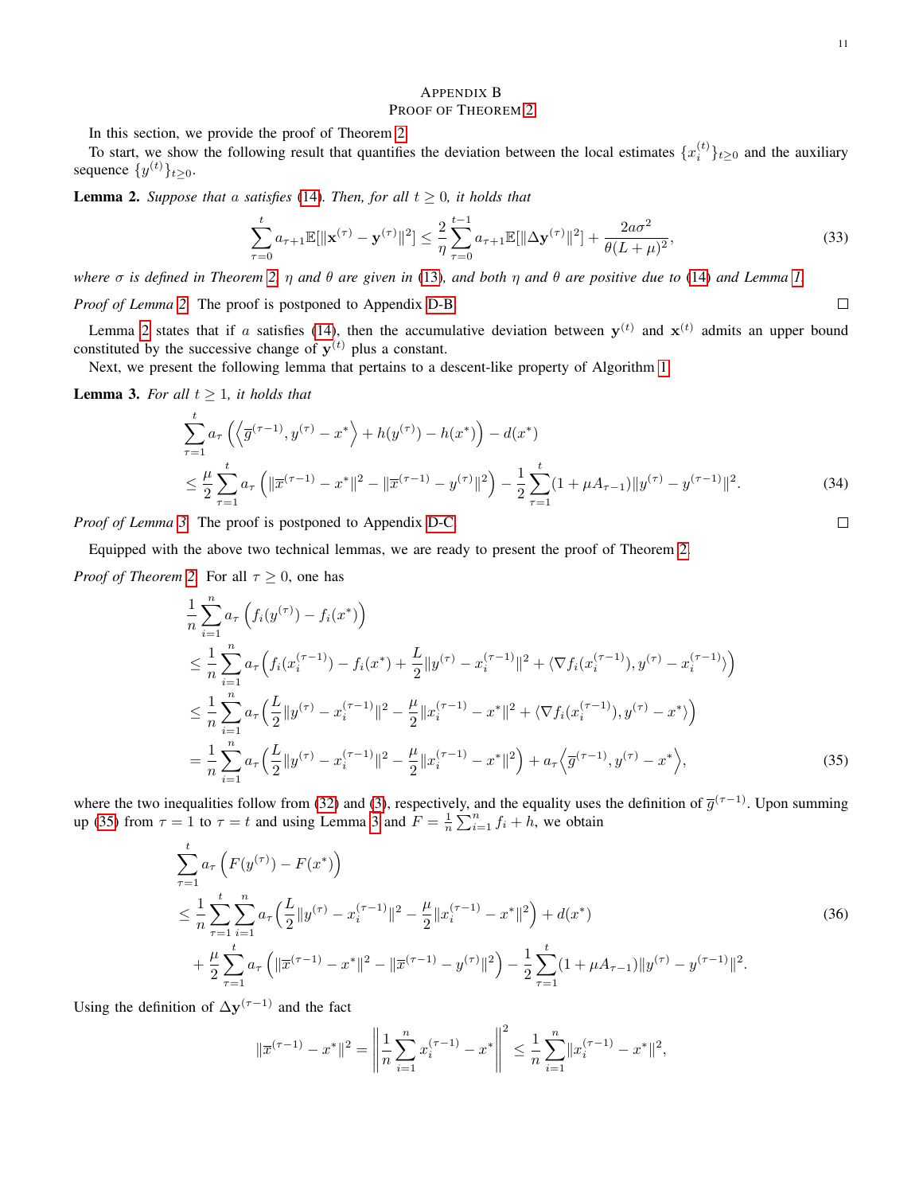# Appendix B
## Proof of Theorem 2

In this section, we provide the proof of Theorem 2.

To start, we show the following result that quantifies the deviation between the local estimates $\{x_i^{(t)}\}_{t\geq 0}$ and the auxiliary sequence $\{y^{(t)}\}_{t\geq 0}$.

**Lemma 2.** *Suppose that $a$ satisfies (14). Then, for all $t \geq 0$, it holds that*

$$\sum_{\tau=0}^{t} a_{\tau+1}\mathbb{E}[\|\mathbf{x}^{(\tau)} - \mathbf{y}^{(\tau)}\|^2] \leq \frac{2}{\eta}\sum_{\tau=0}^{t-1} a_{\tau+1}\mathbb{E}[\|\Delta \mathbf{y}^{(\tau)}\|^2] + \frac{2a\sigma^2}{\theta(L+\mu)^2}, \tag{33}$$

*where $\sigma$ is defined in Theorem 2, $\eta$ and $\theta$ are given in (13), and both $\eta$ and $\theta$ are positive due to (14) and Lemma 1.*

*Proof of Lemma 2.* The proof is postponed to Appendix D-B. □

Lemma 2 states that if $a$ satisfies (14), then the accumulative deviation between $\mathbf{y}^{(t)}$ and $\mathbf{x}^{(t)}$ admits an upper bound constituted by the successive change of $\mathbf{y}^{(t)}$ plus a constant.

Next, we present the following lemma that pertains to a descent-like property of Algorithm 1.

**Lemma 3.** *For all $t \geq 1$, it holds that*

$$\begin{aligned}
&\sum_{\tau=1}^{t} a_\tau \left(\left\langle \overline{g}^{(\tau-1)}, y^{(\tau)} - x^*\right\rangle + h(y^{(\tau)}) - h(x^*)\right) - d(x^*) \\
&\leq \frac{\mu}{2}\sum_{\tau=1}^{t} a_\tau \left(\|\overline{x}^{(\tau-1)} - x^*\|^2 - \|\overline{x}^{(\tau-1)} - y^{(\tau)}\|^2\right) - \frac{1}{2}\sum_{\tau=1}^{t}(1+\mu A_{\tau-1})\|y^{(\tau)} - y^{(\tau-1)}\|^2.
\end{aligned} \tag{34}$$

*Proof of Lemma 3.* The proof is postponed to Appendix D-C. □

Equipped with the above two technical lemmas, we are ready to present the proof of Theorem 2.

*Proof of Theorem 2.* For all $\tau \geq 0$, one has

$$\begin{aligned}
&\frac{1}{n}\sum_{i=1}^{n} a_\tau \left(f_i(y^{(\tau)}) - f_i(x^*)\right) \\
&\leq \frac{1}{n}\sum_{i=1}^{n} a_\tau \Big(f_i(x_i^{(\tau-1)}) - f_i(x^*) + \frac{L}{2}\|y^{(\tau)} - x_i^{(\tau-1)}\|^2 + \langle \nabla f_i(x_i^{(\tau-1)}), y^{(\tau)} - x_i^{(\tau-1)}\rangle\Big) \\
&\leq \frac{1}{n}\sum_{i=1}^{n} a_\tau \Big(\frac{L}{2}\|y^{(\tau)} - x_i^{(\tau-1)}\|^2 - \frac{\mu}{2}\|x_i^{(\tau-1)} - x^*\|^2 + \langle \nabla f_i(x_i^{(\tau-1)}), y^{(\tau)} - x^*\rangle\Big) \\
&= \frac{1}{n}\sum_{i=1}^{n} a_\tau \Big(\frac{L}{2}\|y^{(\tau)} - x_i^{(\tau-1)}\|^2 - \frac{\mu}{2}\|x_i^{(\tau-1)} - x^*\|^2\Big) + a_\tau\Big\langle \overline{g}^{(\tau-1)}, y^{(\tau)} - x^*\Big\rangle,
\end{aligned} \tag{35}$$

where the two inequalities follow from (32) and (3), respectively, and the equality uses the definition of $\overline{g}^{(\tau-1)}$. Upon summing up (35) from $\tau = 1$ to $\tau = t$ and using Lemma 3 and $F = \frac{1}{n}\sum_{i=1}^{n} f_i + h$, we obtain

$$\begin{aligned}
&\sum_{\tau=1}^{t} a_\tau \left(F(y^{(\tau)}) - F(x^*)\right) \\
&\leq \frac{1}{n}\sum_{\tau=1}^{t}\sum_{i=1}^{n} a_\tau \Big(\frac{L}{2}\|y^{(\tau)} - x_i^{(\tau-1)}\|^2 - \frac{\mu}{2}\|x_i^{(\tau-1)} - x^*\|^2\Big) + d(x^*) \\
&\quad + \frac{\mu}{2}\sum_{\tau=1}^{t} a_\tau \left(\|\overline{x}^{(\tau-1)} - x^*\|^2 - \|\overline{x}^{(\tau-1)} - y^{(\tau)}\|^2\right) - \frac{1}{2}\sum_{\tau=1}^{t}(1+\mu A_{\tau-1})\|y^{(\tau)} - y^{(\tau-1)}\|^2.
\end{aligned} \tag{36}$$

Using the definition of $\Delta \mathbf{y}^{(\tau-1)}$ and the fact

$$\|\overline{x}^{(\tau-1)} - x^*\|^2 = \left\|\frac{1}{n}\sum_{i=1}^{n} x_i^{(\tau-1)} - x^*\right\|^2 \leq \frac{1}{n}\sum_{i=1}^{n}\|x_i^{(\tau-1)} - x^*\|^2,$$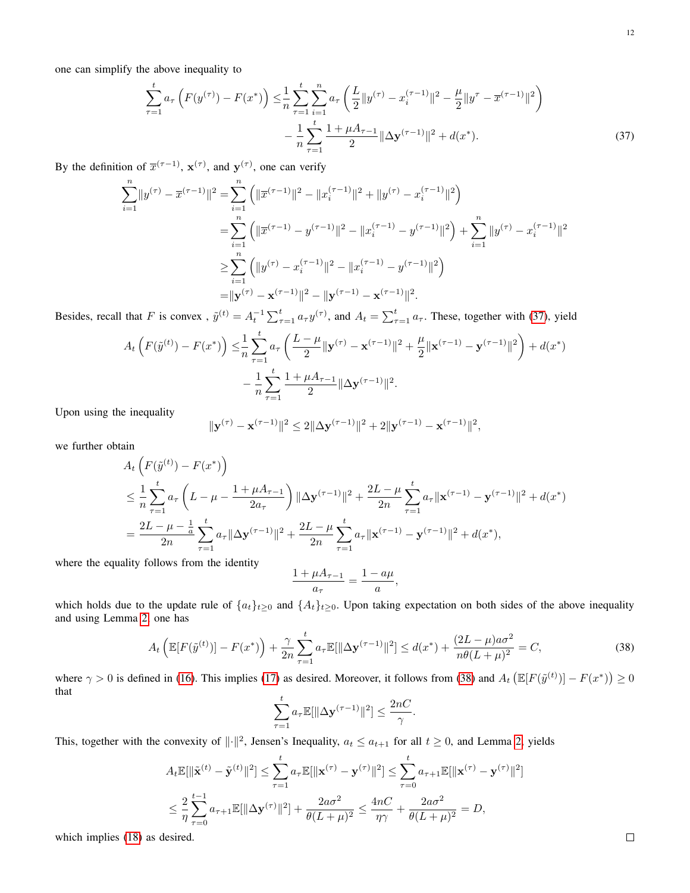one can simplify the above inequality to

$$
\begin{aligned}
\sum_{\tau=1}^{t} a_\tau \left(F(y^{(\tau)}) - F(x^*)\right) \leq & \frac{1}{n}\sum_{\tau=1}^{t}\sum_{i=1}^{n} a_\tau \left(\frac{L}{2}\|y^{(\tau)} - x_i^{(\tau-1)}\|^2 - \frac{\mu}{2}\|y^{\tau} - \overline{x}^{(\tau-1)}\|^2\right) \\
& - \frac{1}{n}\sum_{\tau=1}^{t} \frac{1+\mu A_{\tau-1}}{2}\|\Delta \mathbf{y}^{(\tau-1)}\|^2 + d(x^*).
\end{aligned} \tag{37}
$$

By the definition of $\overline{x}^{(\tau-1)}$, $\mathbf{x}^{(\tau)}$, and $\mathbf{y}^{(\tau)}$, one can verify

$$
\begin{aligned}
\sum_{i=1}^{n}\|y^{(\tau)} - \overline{x}^{(\tau-1)}\|^2 =& \sum_{i=1}^{n}\left(\|\overline{x}^{(\tau-1)}\|^2 - \|x_i^{(\tau-1)}\|^2 + \|y^{(\tau)} - x_i^{(\tau-1)}\|^2\right) \\
=& \sum_{i=1}^{n}\left(\|\overline{x}^{(\tau-1)} - y^{(\tau-1)}\|^2 - \|x_i^{(\tau-1)} - y^{(\tau-1)}\|^2\right) + \sum_{i=1}^{n}\|y^{(\tau)} - x_i^{(\tau-1)}\|^2 \\
\geq & \sum_{i=1}^{n}\left(\|y^{(\tau)} - x_i^{(\tau-1)}\|^2 - \|x_i^{(\tau-1)} - y^{(\tau-1)}\|^2\right) \\
=& \|\mathbf{y}^{(\tau)} - \mathbf{x}^{(\tau-1)}\|^2 - \|\mathbf{y}^{(\tau-1)} - \mathbf{x}^{(\tau-1)}\|^2.
\end{aligned}
$$

Besides, recall that $F$ is convex , $\tilde{y}^{(t)} = A_t^{-1}\sum_{\tau=1}^{t} a_\tau y^{(\tau)}$, and $A_t = \sum_{\tau=1}^{t} a_\tau$. These, together with (37), yield

$$
\begin{aligned}
A_t\left(F(\tilde{y}^{(t)}) - F(x^*)\right) \leq & \frac{1}{n}\sum_{\tau=1}^{t} a_\tau \left(\frac{L-\mu}{2}\|\mathbf{y}^{(\tau)} - \mathbf{x}^{(\tau-1)}\|^2 + \frac{\mu}{2}\|\mathbf{x}^{(\tau-1)} - \mathbf{y}^{(\tau-1)}\|^2\right) + d(x^*) \\
& - \frac{1}{n}\sum_{\tau=1}^{t} \frac{1+\mu A_{\tau-1}}{2}\|\Delta \mathbf{y}^{(\tau-1)}\|^2.
\end{aligned}
$$

Upon using the inequality

$$
\|\mathbf{y}^{(\tau)} - \mathbf{x}^{(\tau-1)}\|^2 \leq 2\|\Delta \mathbf{y}^{(\tau-1)}\|^2 + 2\|\mathbf{y}^{(\tau-1)} - \mathbf{x}^{(\tau-1)}\|^2,
$$

we further obtain

$$
\begin{aligned}
& A_t\left(F(\tilde{y}^{(t)}) - F(x^*)\right) \\
\leq & \frac{1}{n}\sum_{\tau=1}^{t} a_\tau \left(L - \mu - \frac{1+\mu A_{\tau-1}}{2a_\tau}\right)\|\Delta \mathbf{y}^{(\tau-1)}\|^2 + \frac{2L-\mu}{2n}\sum_{\tau=1}^{t} a_\tau\|\mathbf{x}^{(\tau-1)} - \mathbf{y}^{(\tau-1)}\|^2 + d(x^*) \\
= & \frac{2L - \mu - \frac{1}{a}}{2n}\sum_{\tau=1}^{t} a_\tau\|\Delta \mathbf{y}^{(\tau-1)}\|^2 + \frac{2L-\mu}{2n}\sum_{\tau=1}^{t} a_\tau\|\mathbf{x}^{(\tau-1)} - \mathbf{y}^{(\tau-1)}\|^2 + d(x^*),
\end{aligned}
$$

where the equality follows from the identity

$$
\frac{1+\mu A_{\tau-1}}{a_\tau} = \frac{1-a\mu}{a},
$$

which holds due to the update rule of $\{a_t\}_{t\geq 0}$ and $\{A_t\}_{t\geq 0}$. Upon taking expectation on both sides of the above inequality and using Lemma 2, one has

$$
A_t\left(\mathbb{E}[F(\tilde{y}^{(t)})] - F(x^*)\right) + \frac{\gamma}{2n}\sum_{\tau=1}^{t} a_\tau \mathbb{E}[\|\Delta \mathbf{y}^{(\tau-1)}\|^2] \leq d(x^*) + \frac{(2L-\mu)a\sigma^2}{n\theta(L+\mu)^2} = C, \tag{38}
$$

where $\gamma > 0$ is defined in (16). This implies (17) as desired. Moreover, it follows from (38) and $A_t\left(\mathbb{E}[F(\tilde{y}^{(t)})] - F(x^*)\right) \geq 0$ that

$$
\sum_{\tau=1}^{t} a_\tau \mathbb{E}[\|\Delta \mathbf{y}^{(\tau-1)}\|^2] \leq \frac{2nC}{\gamma}.
$$

This, together with the convexity of $\|\cdot\|^2$, Jensen's Inequality, $a_t \leq a_{t+1}$ for all $t \geq 0$, and Lemma 2, yields

$$
\begin{aligned}
A_t\mathbb{E}[\|\tilde{\mathbf{x}}^{(t)} - \tilde{\mathbf{y}}^{(t)}\|^2] \leq & \sum_{\tau=1}^{t} a_\tau \mathbb{E}[\|\mathbf{x}^{(\tau)} - \mathbf{y}^{(\tau)}\|^2] \leq \sum_{\tau=0}^{t} a_{\tau+1}\mathbb{E}[\|\mathbf{x}^{(\tau)} - \mathbf{y}^{(\tau)}\|^2] \\
\leq & \frac{2}{\eta}\sum_{\tau=0}^{t-1} a_{\tau+1}\mathbb{E}[\|\Delta \mathbf{y}^{(\tau)}\|^2] + \frac{2a\sigma^2}{\theta(L+\mu)^2} \leq \frac{4nC}{\eta\gamma} + \frac{2a\sigma^2}{\theta(L+\mu)^2} = D,
\end{aligned}
$$

which implies (18) as desired. $\square$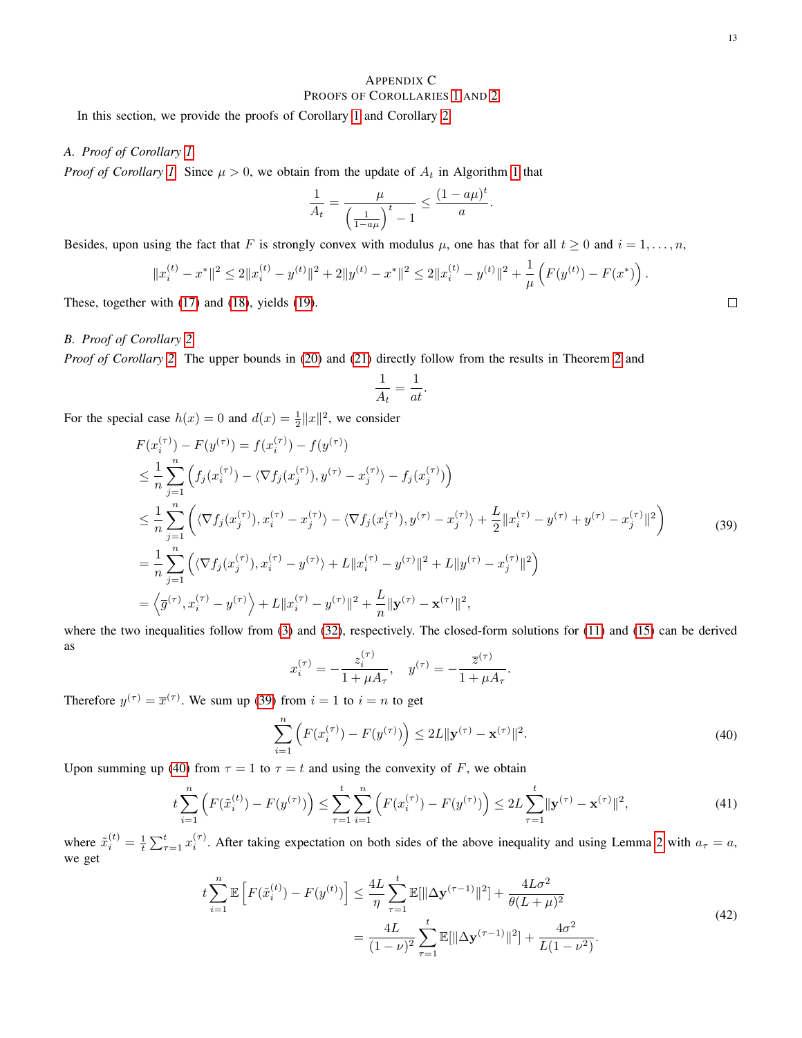## Appendix C
## Proofs of Corollaries 1 and 2

In this section, we provide the proofs of Corollary 1 and Corollary 2.

### A. Proof of Corollary 1

*Proof of Corollary 1.* Since $\mu > 0$, we obtain from the update of $A_t$ in Algorithm 1 that

$$\frac{1}{A_t} = \frac{\mu}{\left(\frac{1}{1-a\mu}\right)^t - 1} \le \frac{(1-a\mu)^t}{a}.$$

Besides, upon using the fact that $F$ is strongly convex with modulus $\mu$, one has that for all $t \ge 0$ and $i = 1, \ldots, n$,

$$\|x_i^{(t)} - x^*\|^2 \le 2\|x_i^{(t)} - y^{(t)}\|^2 + 2\|y^{(t)} - x^*\|^2 \le 2\|x_i^{(t)} - y^{(t)}\|^2 + \frac{1}{\mu}\left(F(y^{(t)}) - F(x^*)\right).$$

These, together with (17) and (18), yields (19). □

### B. Proof of Corollary 2

*Proof of Corollary 2.* The upper bounds in (20) and (21) directly follow from the results in Theorem 2 and

$$\frac{1}{A_t} = \frac{1}{at}.$$

For the special case $h(x) = 0$ and $d(x) = \frac{1}{2}\|x\|^2$, we consider

$$\begin{aligned}
F(x_i^{(\tau)}) - F(y^{(\tau)}) &= f(x_i^{(\tau)}) - f(y^{(\tau)}) \\
&\le \frac{1}{n}\sum_{j=1}^n \left( f_j(x_i^{(\tau)}) - \langle \nabla f_j(x_j^{(\tau)}), y^{(\tau)} - x_j^{(\tau)} \rangle - f_j(x_j^{(\tau)}) \right) \\
&\le \frac{1}{n}\sum_{j=1}^n \left( \langle \nabla f_j(x_j^{(\tau)}), x_i^{(\tau)} - x_j^{(\tau)} \rangle - \langle \nabla f_j(x_j^{(\tau)}), y^{(\tau)} - x_j^{(\tau)} \rangle + \frac{L}{2}\|x_i^{(\tau)} - y^{(\tau)} + y^{(\tau)} - x_j^{(\tau)}\|^2 \right) \\
&= \frac{1}{n}\sum_{j=1}^n \left( \langle \nabla f_j(x_j^{(\tau)}), x_i^{(\tau)} - y^{(\tau)} \rangle + L\|x_i^{(\tau)} - y^{(\tau)}\|^2 + L\|y^{(\tau)} - x_j^{(\tau)}\|^2 \right) \\
&= \left\langle \overline{g}^{(\tau)}, x_i^{(\tau)} - y^{(\tau)} \right\rangle + L\|x_i^{(\tau)} - y^{(\tau)}\|^2 + \frac{L}{n}\|\mathbf{y}^{(\tau)} - \mathbf{x}^{(\tau)}\|^2,
\end{aligned} \tag{39}$$

where the two inequalities follow from (3) and (32), respectively. The closed-form solutions for (11) and (15) can be derived as

$$x_i^{(\tau)} = -\frac{z_i^{(\tau)}}{1 + \mu A_\tau}, \quad y^{(\tau)} = -\frac{\overline{z}^{(\tau)}}{1 + \mu A_\tau}.$$

Therefore $y^{(\tau)} = \overline{x}^{(\tau)}$. We sum up (39) from $i = 1$ to $i = n$ to get

$$\sum_{i=1}^n \left( F(x_i^{(\tau)}) - F(y^{(\tau)}) \right) \le 2L\|\mathbf{y}^{(\tau)} - \mathbf{x}^{(\tau)}\|^2. \tag{40}$$

Upon summing up (40) from $\tau = 1$ to $\tau = t$ and using the convexity of $F$, we obtain

$$t\sum_{i=1}^n \left( F(\tilde{x}_i^{(t)}) - F(y^{(\tau)}) \right) \le \sum_{\tau=1}^t \sum_{i=1}^n \left( F(x_i^{(\tau)}) - F(y^{(\tau)}) \right) \le 2L\sum_{\tau=1}^t \|\mathbf{y}^{(\tau)} - \mathbf{x}^{(\tau)}\|^2, \tag{41}$$

where $\tilde{x}_i^{(t)} = \frac{1}{t}\sum_{\tau=1}^t x_i^{(\tau)}$. After taking expectation on both sides of the above inequality and using Lemma 2 with $a_\tau = a$, we get

$$\begin{aligned}
t\sum_{i=1}^n \mathbb{E}\left[ F(\tilde{x}_i^{(t)}) - F(y^{(t)}) \right] &\le \frac{4L}{\eta}\sum_{\tau=1}^t \mathbb{E}[\|\Delta\mathbf{y}^{(\tau-1)}\|^2] + \frac{4L\sigma^2}{\theta(L+\mu)^2} \\
&= \frac{4L}{(1-\nu)^2}\sum_{\tau=1}^t \mathbb{E}[\|\Delta\mathbf{y}^{(\tau-1)}\|^2] + \frac{4\sigma^2}{L(1-\nu^2)}.
\end{aligned} \tag{42}$$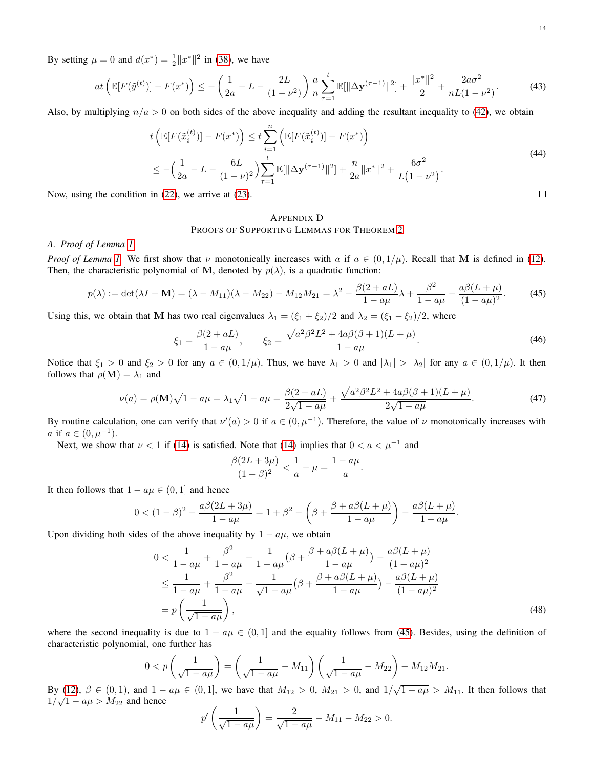By setting $\mu = 0$ and $d(x^*) = \frac{1}{2}\|x^*\|^2$ in (38), we have

$$at\left(\mathbb{E}[F(\tilde{y}^{(t)})] - F(x^*)\right) \le -\left(\frac{1}{2a} - L - \frac{2L}{(1-\nu^2)}\right)\frac{a}{n}\sum_{\tau=1}^{t}\mathbb{E}[\|\Delta \mathbf{y}^{(\tau-1)}\|^2] + \frac{\|x^*\|^2}{2} + \frac{2a\sigma^2}{nL(1-\nu^2)}. \tag{43}$$

Also, by multiplying $n/a > 0$ on both sides of the above inequality and adding the resultant inequality to (42), we obtain

$$\begin{aligned} t\left(\mathbb{E}[F(\tilde{x}_i^{(t)})] - F(x^*)\right) &\le t\sum_{i=1}^{n}\left(\mathbb{E}[F(\tilde{x}_i^{(t)})] - F(x^*)\right) \\ &\le -\Big(\frac{1}{2a} - L - \frac{6L}{(1-\nu)^2}\Big)\sum_{\tau=1}^{t}\mathbb{E}[\|\Delta \mathbf{y}^{(\tau-1)}\|^2] + \frac{n}{2a}\|x^*\|^2 + \frac{6\sigma^2}{L(1-\nu^2)}. \end{aligned} \tag{44}$$

Now, using the condition in (22), we arrive at (23). ◻

## Appendix D
## Proofs of Supporting Lemmas for Theorem 2

### A. Proof of Lemma 1

*Proof of Lemma 1.* We first show that $\nu$ monotonically increases with $a$ if $a \in (0, 1/\mu)$. Recall that $\mathbf{M}$ is defined in (12). Then, the characteristic polynomial of $\mathbf{M}$, denoted by $p(\lambda)$, is a quadratic function:

$$p(\lambda) := \det(\lambda I - \mathbf{M}) = (\lambda - M_{11})(\lambda - M_{22}) - M_{12}M_{21} = \lambda^2 - \frac{\beta(2+aL)}{1-a\mu}\lambda + \frac{\beta^2}{1-a\mu} - \frac{a\beta(L+\mu)}{(1-a\mu)^2}. \tag{45}$$

Using this, we obtain that $\mathbf{M}$ has two real eigenvalues $\lambda_1 = (\xi_1 + \xi_2)/2$ and $\lambda_2 = (\xi_1 - \xi_2)/2$, where

$$\xi_1 = \frac{\beta(2+aL)}{1-a\mu}, \qquad \xi_2 = \frac{\sqrt{a^2\beta^2L^2 + 4a\beta(\beta+1)(L+\mu)}}{1-a\mu}. \tag{46}$$

Notice that $\xi_1 > 0$ and $\xi_2 > 0$ for any $a \in (0, 1/\mu)$. Thus, we have $\lambda_1 > 0$ and $|\lambda_1| > |\lambda_2|$ for any $a \in (0, 1/\mu)$. It then follows that $\rho(\mathbf{M}) = \lambda_1$ and

$$\nu(a) = \rho(\mathbf{M})\sqrt{1-a\mu} = \lambda_1\sqrt{1-a\mu} = \frac{\beta(2+aL)}{2\sqrt{1-a\mu}} + \frac{\sqrt{a^2\beta^2L^2 + 4a\beta(\beta+1)(L+\mu)}}{2\sqrt{1-a\mu}}. \tag{47}$$

By routine calculation, one can verify that $\nu'(a) > 0$ if $a \in (0, \mu^{-1})$. Therefore, the value of $\nu$ monotonically increases with $a$ if $a \in (0, \mu^{-1})$.

Next, we show that $\nu < 1$ if (14) is satisfied. Note that (14) implies that $0 < a < \mu^{-1}$ and

$$\frac{\beta(2L+3\mu)}{(1-\beta)^2} < \frac{1}{a} - \mu = \frac{1-a\mu}{a}.$$

It then follows that $1 - a\mu \in (0, 1]$ and hence

$$0 < (1-\beta)^2 - \frac{a\beta(2L+3\mu)}{1-a\mu} = 1 + \beta^2 - \left(\beta + \frac{\beta + a\beta(L+\mu)}{1-a\mu}\right) - \frac{a\beta(L+\mu)}{1-a\mu}.$$

Upon dividing both sides of the above inequality by $1 - a\mu$, we obtain

$$\begin{aligned} 0 &< \frac{1}{1-a\mu} + \frac{\beta^2}{1-a\mu} - \frac{1}{1-a\mu}\big(\beta + \frac{\beta + a\beta(L+\mu)}{1-a\mu}\big) - \frac{a\beta(L+\mu)}{(1-a\mu)^2} \\ &\le \frac{1}{1-a\mu} + \frac{\beta^2}{1-a\mu} - \frac{1}{\sqrt{1-a\mu}}\big(\beta + \frac{\beta + a\beta(L+\mu)}{1-a\mu}\big) - \frac{a\beta(L+\mu)}{(1-a\mu)^2} \\ &= p\left(\frac{1}{\sqrt{1-a\mu}}\right), \end{aligned} \tag{48}$$

where the second inequality is due to $1 - a\mu \in (0, 1]$ and the equality follows from (45). Besides, using the definition of characteristic polynomial, one further has

$$0 < p\left(\frac{1}{\sqrt{1-a\mu}}\right) = \left(\frac{1}{\sqrt{1-a\mu}} - M_{11}\right)\left(\frac{1}{\sqrt{1-a\mu}} - M_{22}\right) - M_{12}M_{21}.$$

By (12), $\beta \in (0, 1)$, and $1 - a\mu \in (0, 1]$, we have that $M_{12} > 0$, $M_{21} > 0$, and $1/\sqrt{1-a\mu} > M_{11}$. It then follows that $1/\sqrt{1-a\mu} > M_{22}$ and hence

$$p'\left(\frac{1}{\sqrt{1-a\mu}}\right) = \frac{2}{\sqrt{1-a\mu}} - M_{11} - M_{22} > 0.$$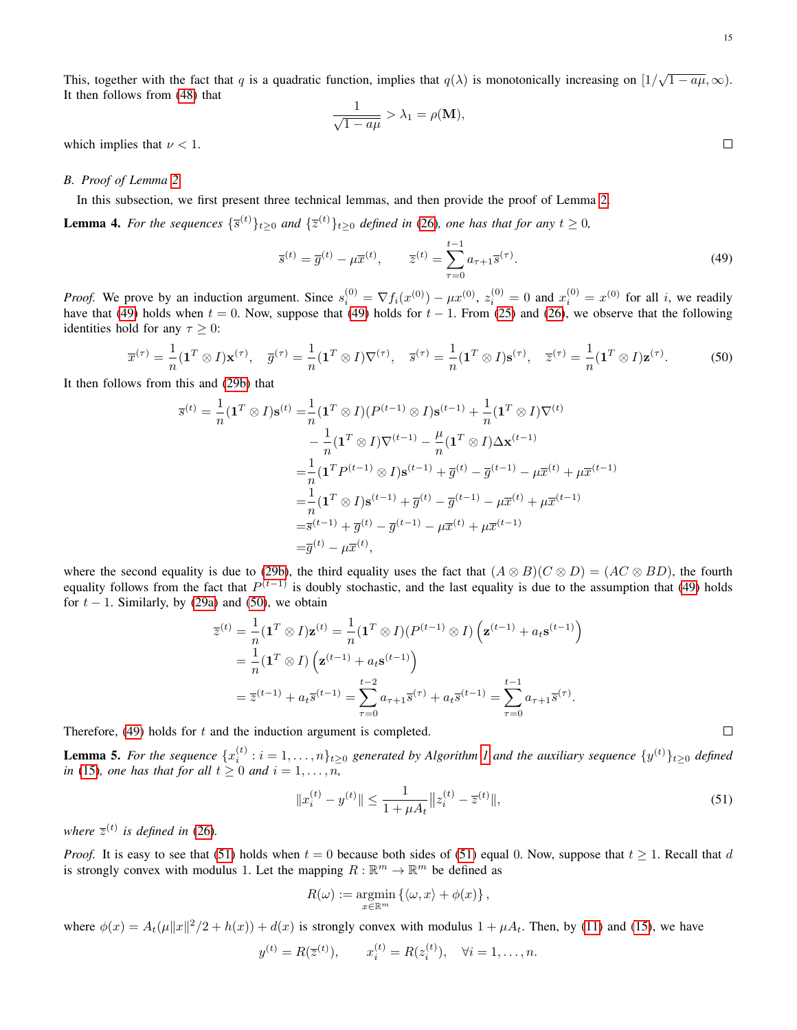This, together with the fact that $q$ is a quadratic function, implies that $q(\lambda)$ is monotonically increasing on $[1/\sqrt{1-a\mu}, \infty)$. It then follows from (48) that

$$\frac{1}{\sqrt{1-a\mu}} > \lambda_1 = \rho(\mathbf{M}),$$

which implies that $\nu < 1$. ☐

### B. Proof of Lemma 2

In this subsection, we first present three technical lemmas, and then provide the proof of Lemma 2.

**Lemma 4.** *For the sequences $\{\overline{s}^{(t)}\}_{t\geq 0}$ and $\{\overline{z}^{(t)}\}_{t\geq 0}$ defined in (26), one has that for any $t \geq 0$,*

$$\overline{s}^{(t)} = \overline{g}^{(t)} - \mu\overline{x}^{(t)}, \qquad \overline{z}^{(t)} = \sum_{\tau=0}^{t-1} a_{\tau+1}\overline{s}^{(\tau)}. \tag{49}$$

*Proof.* We prove by an induction argument. Since $s_i^{(0)} = \nabla f_i(x^{(0)}) - \mu x^{(0)}$, $z_i^{(0)} = 0$ and $x_i^{(0)} = x^{(0)}$ for all $i$, we readily have that (49) holds when $t = 0$. Now, suppose that (49) holds for $t-1$. From (25) and (26), we observe that the following identities hold for any $\tau \geq 0$:

$$\overline{x}^{(\tau)} = \frac{1}{n}(\mathbf{1}^T \otimes I)\mathbf{x}^{(\tau)}, \quad \overline{g}^{(\tau)} = \frac{1}{n}(\mathbf{1}^T \otimes I)\nabla^{(\tau)}, \quad \overline{s}^{(\tau)} = \frac{1}{n}(\mathbf{1}^T \otimes I)\mathbf{s}^{(\tau)}, \quad \overline{z}^{(\tau)} = \frac{1}{n}(\mathbf{1}^T \otimes I)\mathbf{z}^{(\tau)}. \tag{50}$$

It then follows from this and (29b) that

$$\begin{aligned}
\overline{s}^{(t)} = \frac{1}{n}(\mathbf{1}^T \otimes I)\mathbf{s}^{(t)} =& \frac{1}{n}(\mathbf{1}^T \otimes I)(P^{(t-1)} \otimes I)\mathbf{s}^{(t-1)} + \frac{1}{n}(\mathbf{1}^T \otimes I)\nabla^{(t)} \\
&- \frac{1}{n}(\mathbf{1}^T \otimes I)\nabla^{(t-1)} - \frac{\mu}{n}(\mathbf{1}^T \otimes I)\Delta\mathbf{x}^{(t-1)} \\
=& \frac{1}{n}(\mathbf{1}^T P^{(t-1)} \otimes I)\mathbf{s}^{(t-1)} + \overline{g}^{(t)} - \overline{g}^{(t-1)} - \mu\overline{x}^{(t)} + \mu\overline{x}^{(t-1)} \\
=& \frac{1}{n}(\mathbf{1}^T \otimes I)\mathbf{s}^{(t-1)} + \overline{g}^{(t)} - \overline{g}^{(t-1)} - \mu\overline{x}^{(t)} + \mu\overline{x}^{(t-1)} \\
=& \overline{s}^{(t-1)} + \overline{g}^{(t)} - \overline{g}^{(t-1)} - \mu\overline{x}^{(t)} + \mu\overline{x}^{(t-1)} \\
=& \overline{g}^{(t)} - \mu\overline{x}^{(t)},
\end{aligned}$$

where the second equality is due to (29b), the third equality uses the fact that $(A \otimes B)(C \otimes D) = (AC \otimes BD)$, the fourth equality follows from the fact that $P^{(t-1)}$ is doubly stochastic, and the last equality is due to the assumption that (49) holds for $t-1$. Similarly, by (29a) and (50), we obtain

$$\begin{aligned}
\overline{z}^{(t)} &= \frac{1}{n}(\mathbf{1}^T \otimes I)\mathbf{z}^{(t)} = \frac{1}{n}(\mathbf{1}^T \otimes I)(P^{(t-1)} \otimes I)\left(\mathbf{z}^{(t-1)} + a_t\mathbf{s}^{(t-1)}\right) \\
&= \frac{1}{n}(\mathbf{1}^T \otimes I)\left(\mathbf{z}^{(t-1)} + a_t\mathbf{s}^{(t-1)}\right) \\
&= \overline{z}^{(t-1)} + a_t\overline{s}^{(t-1)} = \sum_{\tau=0}^{t-2} a_{\tau+1}\overline{s}^{(\tau)} + a_t\overline{s}^{(t-1)} = \sum_{\tau=0}^{t-1} a_{\tau+1}\overline{s}^{(\tau)}.
\end{aligned}$$

Therefore, (49) holds for $t$ and the induction argument is completed. ☐

**Lemma 5.** *For the sequence $\{x_i^{(t)} : i = 1, \ldots, n\}_{t\geq 0}$ generated by Algorithm 1 and the auxiliary sequence $\{y^{(t)}\}_{t\geq 0}$ defined in (15), one has that for all $t \geq 0$ and $i = 1, \ldots, n$,*

$$\|x_i^{(t)} - y^{(t)}\| \leq \frac{1}{1+\mu A_t}\|z_i^{(t)} - \overline{z}^{(t)}\|, \tag{51}$$

*where $\overline{z}^{(t)}$ is defined in (26).*

*Proof.* It is easy to see that (51) holds when $t = 0$ because both sides of (51) equal 0. Now, suppose that $t \geq 1$. Recall that $d$ is strongly convex with modulus 1. Let the mapping $R : \mathbb{R}^m \to \mathbb{R}^m$ be defined as

$$R(\omega) := \underset{x\in\mathbb{R}^m}{\operatorname{argmin}} \left\{\langle \omega, x\rangle + \phi(x)\right\},$$

where $\phi(x) = A_t(\mu\|x\|^2/2 + h(x)) + d(x)$ is strongly convex with modulus $1 + \mu A_t$. Then, by (11) and (15), we have

$$y^{(t)} = R(\overline{z}^{(t)}), \qquad x_i^{(t)} = R(z_i^{(t)}), \quad \forall i = 1, \ldots, n.$$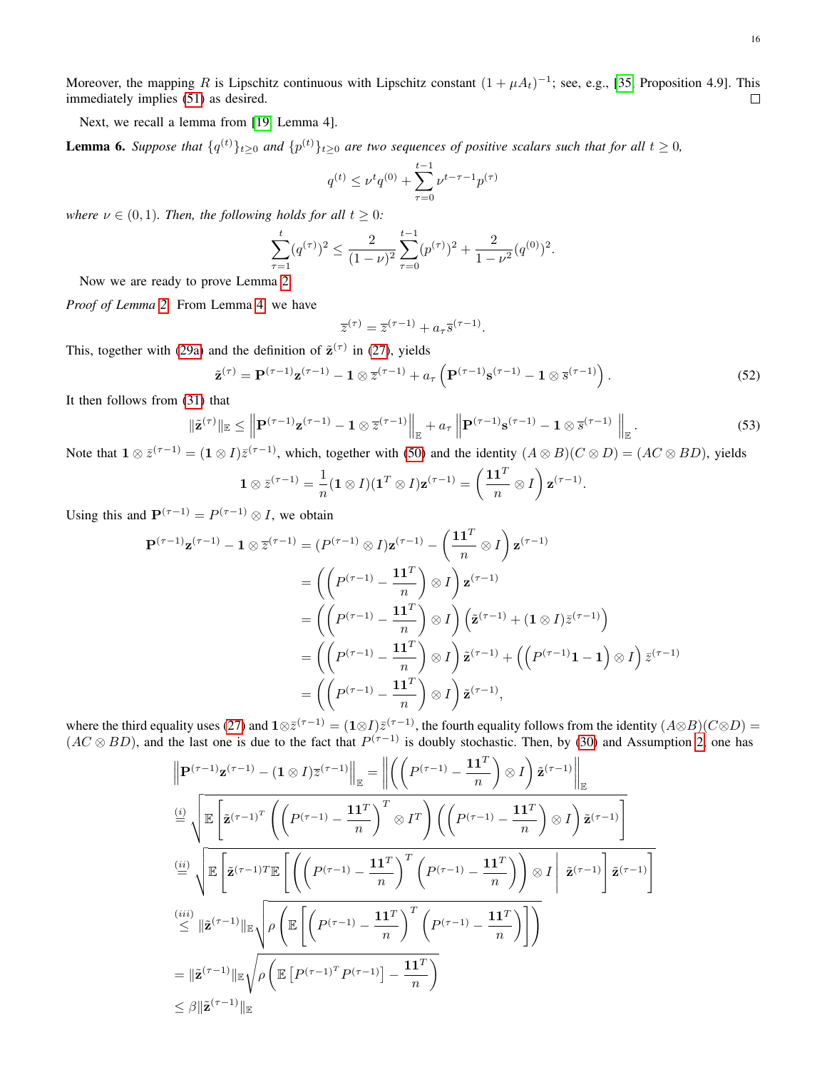Moreover, the mapping $R$ is Lipschitz continuous with Lipschitz constant $(1+\mu A_t)^{-1}$; see, e.g., [35, Proposition 4.9]. This immediately implies (51) as desired. □

Next, we recall a lemma from [19, Lemma 4].

**Lemma 6.** *Suppose that $\{q^{(t)}\}_{t\geq 0}$ and $\{p^{(t)}\}_{t\geq 0}$ are two sequences of positive scalars such that for all $t \geq 0$,*

$$q^{(t)} \leq \nu^t q^{(0)} + \sum_{\tau=0}^{t-1} \nu^{t-\tau-1} p^{(\tau)}$$

*where $\nu \in (0,1)$. Then, the following holds for all $t \geq 0$:*

$$\sum_{\tau=1}^{t} (q^{(\tau)})^2 \leq \frac{2}{(1-\nu)^2} \sum_{\tau=0}^{t-1} (p^{(\tau)})^2 + \frac{2}{1-\nu^2} (q^{(0)})^2.$$

Now we are ready to prove Lemma 2.

*Proof of Lemma 2.* From Lemma 4, we have

$$\overline{z}^{(\tau)} = \overline{z}^{(\tau-1)} + a_\tau \overline{s}^{(\tau-1)}.$$

This, together with (29a) and the definition of $\tilde{\mathbf{z}}^{(\tau)}$ in (27), yields

$$\tilde{\mathbf{z}}^{(\tau)} = \mathbf{P}^{(\tau-1)}\mathbf{z}^{(\tau-1)} - \mathbf{1}\otimes \overline{z}^{(\tau-1)} + a_\tau \left( \mathbf{P}^{(\tau-1)}\mathbf{s}^{(\tau-1)} - \mathbf{1}\otimes \overline{s}^{(\tau-1)} \right). \tag{52}$$

It then follows from (31) that

$$\|\tilde{\mathbf{z}}^{(\tau)}\|_{\mathbb{E}} \leq \left\| \mathbf{P}^{(\tau-1)}\mathbf{z}^{(\tau-1)} - \mathbf{1}\otimes \overline{z}^{(\tau-1)} \right\|_{\mathbb{E}} + a_\tau \left\| \mathbf{P}^{(\tau-1)}\mathbf{s}^{(\tau-1)} - \mathbf{1}\otimes \overline{s}^{(\tau-1)} \right\|_{\mathbb{E}}. \tag{53}$$

Note that $\mathbf{1}\otimes \bar{z}^{(\tau-1)} = (\mathbf{1}\otimes I)\bar{z}^{(\tau-1)}$, which, together with (50) and the identity $(A\otimes B)(C\otimes D) = (AC\otimes BD)$, yields

$$\mathbf{1}\otimes \bar{z}^{(\tau-1)} = \frac{1}{n}(\mathbf{1}\otimes I)(\mathbf{1}^T\otimes I)\mathbf{z}^{(\tau-1)} = \left(\frac{\mathbf{1}\mathbf{1}^T}{n}\otimes I\right)\mathbf{z}^{(\tau-1)}.$$

Using this and $\mathbf{P}^{(\tau-1)} = P^{(\tau-1)}\otimes I$, we obtain

$$\begin{aligned}
\mathbf{P}^{(\tau-1)}\mathbf{z}^{(\tau-1)} - \mathbf{1}\otimes \overline{z}^{(\tau-1)} &= (P^{(\tau-1)}\otimes I)\mathbf{z}^{(\tau-1)} - \left(\frac{\mathbf{1}\mathbf{1}^T}{n}\otimes I\right)\mathbf{z}^{(\tau-1)} \\
&= \left(\left(P^{(\tau-1)} - \frac{\mathbf{1}\mathbf{1}^T}{n}\right)\otimes I\right)\mathbf{z}^{(\tau-1)} \\
&= \left(\left(P^{(\tau-1)} - \frac{\mathbf{1}\mathbf{1}^T}{n}\right)\otimes I\right)\left(\tilde{\mathbf{z}}^{(\tau-1)} + (\mathbf{1}\otimes I)\bar{z}^{(\tau-1)}\right) \\
&= \left(\left(P^{(\tau-1)} - \frac{\mathbf{1}\mathbf{1}^T}{n}\right)\otimes I\right)\tilde{\mathbf{z}}^{(\tau-1)} + \left(\left(P^{(\tau-1)}\mathbf{1} - \mathbf{1}\right)\otimes I\right)\bar{z}^{(\tau-1)} \\
&= \left(\left(P^{(\tau-1)} - \frac{\mathbf{1}\mathbf{1}^T}{n}\right)\otimes I\right)\tilde{\mathbf{z}}^{(\tau-1)},
\end{aligned}$$

where the third equality uses (27) and $\mathbf{1}\otimes\bar{z}^{(\tau-1)} = (\mathbf{1}\otimes I)\bar{z}^{(\tau-1)}$, the fourth equality follows from the identity $(A\otimes B)(C\otimes D) = (AC\otimes BD)$, and the last one is due to the fact that $P^{(\tau-1)}$ is doubly stochastic. Then, by (30) and Assumption 2, one has

$$\begin{aligned}
\left\| \mathbf{P}^{(\tau-1)}\mathbf{z}^{(\tau-1)} - (\mathbf{1}\otimes I)\overline{z}^{(\tau-1)} \right\|_{\mathbb{E}} &= \left\| \left(\left(P^{(\tau-1)} - \frac{\mathbf{1}\mathbf{1}^T}{n}\right)\otimes I\right)\tilde{\mathbf{z}}^{(\tau-1)} \right\|_{\mathbb{E}} \\
&\overset{(i)}{=} \sqrt{\mathbb{E}\left[\tilde{\mathbf{z}}^{(\tau-1)^T}\left(\left(P^{(\tau-1)} - \frac{\mathbf{1}\mathbf{1}^T}{n}\right)^T\otimes I^T\right)\left(\left(P^{(\tau-1)} - \frac{\mathbf{1}\mathbf{1}^T}{n}\right)\otimes I\right)\tilde{\mathbf{z}}^{(\tau-1)}\right]} \\
&\overset{(ii)}{=} \sqrt{\mathbb{E}\left[\tilde{\mathbf{z}}^{(\tau-1)T}\mathbb{E}\left[\left(\left(P^{(\tau-1)} - \frac{\mathbf{1}\mathbf{1}^T}{n}\right)^T\left(P^{(\tau-1)} - \frac{\mathbf{1}\mathbf{1}^T}{n}\right)\right)\otimes I \,\middle|\, \tilde{\mathbf{z}}^{(\tau-1)}\right]\tilde{\mathbf{z}}^{(\tau-1)}\right]} \\
&\overset{(iii)}{\leq} \|\tilde{\mathbf{z}}^{(\tau-1)}\|_{\mathbb{E}}\sqrt{\rho\left(\mathbb{E}\left[\left(P^{(\tau-1)} - \frac{\mathbf{1}\mathbf{1}^T}{n}\right)^T\left(P^{(\tau-1)} - \frac{\mathbf{1}\mathbf{1}^T}{n}\right)\right]\right)} \\
&= \|\tilde{\mathbf{z}}^{(\tau-1)}\|_{\mathbb{E}}\sqrt{\rho\left(\mathbb{E}\left[P^{(\tau-1)^T}P^{(\tau-1)}\right] - \frac{\mathbf{1}\mathbf{1}^T}{n}\right)} \\
&\leq \beta\|\tilde{\mathbf{z}}^{(\tau-1)}\|_{\mathbb{E}}
\end{aligned}$$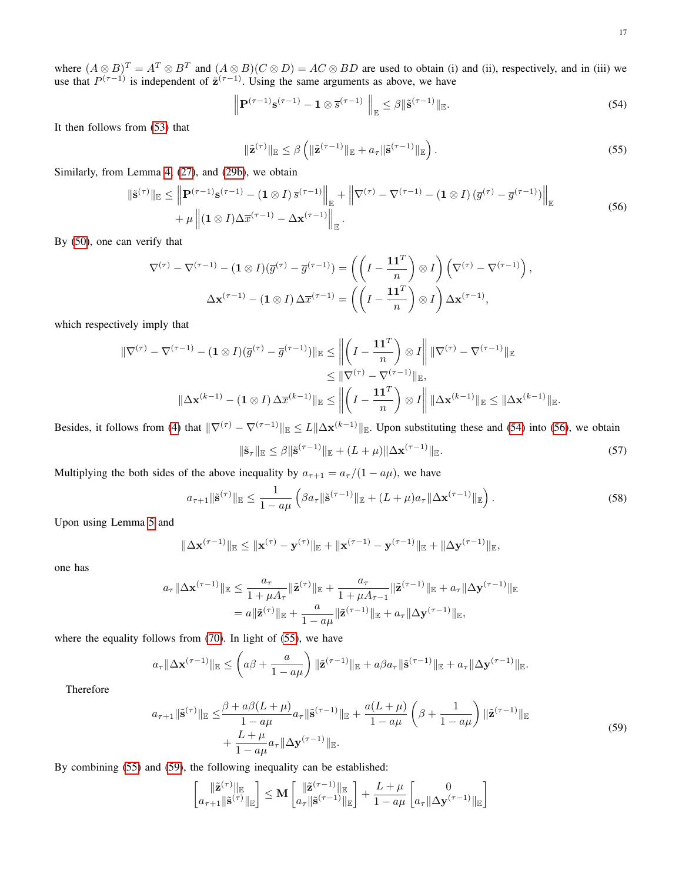where $(A \otimes B)^T = A^T \otimes B^T$ and $(A \otimes B)(C \otimes D) = AC \otimes BD$ are used to obtain (i) and (ii), respectively, and in (iii) we use that $P^{(\tau-1)}$ is independent of $\tilde{\mathbf{z}}^{(\tau-1)}$. Using the same arguments as above, we have

$$
\left\| \mathbf{P}^{(\tau-1)} \mathbf{s}^{(\tau-1)} - \mathbf{1} \otimes \overline{s}^{(\tau-1)} \right\|_{\mathbb{E}} \leq \beta \|\tilde{\mathbf{s}}^{(\tau-1)}\|_{\mathbb{E}}. \tag{54}
$$

It then follows from (53) that

$$
\|\tilde{\mathbf{z}}^{(\tau)}\|_{\mathbb{E}} \leq \beta \left( \|\tilde{\mathbf{z}}^{(\tau-1)}\|_{\mathbb{E}} + a_\tau \|\tilde{\mathbf{s}}^{(\tau-1)}\|_{\mathbb{E}} \right). \tag{55}
$$

Similarly, from Lemma 4, (27), and (29b), we obtain

$$
\begin{aligned}
\|\tilde{\mathbf{s}}^{(\tau)}\|_{\mathbb{E}} \leq & \left\| \mathbf{P}^{(\tau-1)} \mathbf{s}^{(\tau-1)} - (\mathbf{1} \otimes I)\, \overline{s}^{(\tau-1)} \right\|_{\mathbb{E}} + \left\| \nabla^{(\tau)} - \nabla^{(\tau-1)} - (\mathbf{1} \otimes I) \left( \overline{g}^{(\tau)} - \overline{g}^{(\tau-1)} \right) \right\|_{\mathbb{E}} \\
& + \mu \left\| (\mathbf{1} \otimes I) \Delta \overline{x}^{(\tau-1)} - \Delta \mathbf{x}^{(\tau-1)} \right\|_{\mathbb{E}}.
\end{aligned} \tag{56}
$$

By (50), one can verify that

$$
\nabla^{(\tau)} - \nabla^{(\tau-1)} - (\mathbf{1} \otimes I)(\overline{g}^{(\tau)} - \overline{g}^{(\tau-1)}) = \left( \left( I - \frac{\mathbf{1}\mathbf{1}^T}{n} \right) \otimes I \right) \left( \nabla^{(\tau)} - \nabla^{(\tau-1)} \right),
$$

$$
\Delta \mathbf{x}^{(\tau-1)} - (\mathbf{1} \otimes I)\, \Delta \overline{x}^{(\tau-1)} = \left( \left( I - \frac{\mathbf{1}\mathbf{1}^T}{n} \right) \otimes I \right) \Delta \mathbf{x}^{(\tau-1)},
$$

which respectively imply that

$$
\begin{aligned}
\|\nabla^{(\tau)} - \nabla^{(\tau-1)} - (\mathbf{1} \otimes I)(\overline{g}^{(\tau)} - \overline{g}^{(\tau-1)})\|_{\mathbb{E}} &\leq \left\| \left( I - \frac{\mathbf{1}\mathbf{1}^T}{n} \right) \otimes I \right\| \|\nabla^{(\tau)} - \nabla^{(\tau-1)}\|_{\mathbb{E}} \\
&\leq \|\nabla^{(\tau)} - \nabla^{(\tau-1)}\|_{\mathbb{E}}, \\
\|\Delta \mathbf{x}^{(k-1)} - (\mathbf{1} \otimes I)\, \Delta \overline{x}^{(k-1)}\|_{\mathbb{E}} &\leq \left\| \left( I - \frac{\mathbf{1}\mathbf{1}^T}{n} \right) \otimes I \right\| \|\Delta \mathbf{x}^{(k-1)}\|_{\mathbb{E}} \leq \|\Delta \mathbf{x}^{(k-1)}\|_{\mathbb{E}}.
\end{aligned}
$$

Besides, it follows from (4) that $\|\nabla^{(\tau)} - \nabla^{(\tau-1)}\|_{\mathbb{E}} \leq L \|\Delta \mathbf{x}^{(k-1)}\|_{\mathbb{E}}$. Upon substituting these and (54) into (56), we obtain

$$
\|\tilde{\mathbf{s}}_\tau\|_{\mathbb{E}} \leq \beta \|\tilde{\mathbf{s}}^{(\tau-1)}\|_{\mathbb{E}} + (L + \mu) \|\Delta \mathbf{x}^{(\tau-1)}\|_{\mathbb{E}}. \tag{57}
$$

Multiplying the both sides of the above inequality by $a_{\tau+1} = a_\tau / (1 - a\mu)$, we have

$$
a_{\tau+1} \|\tilde{\mathbf{s}}^{(\tau)}\|_{\mathbb{E}} \leq \frac{1}{1 - a\mu} \left( \beta a_\tau \|\tilde{\mathbf{s}}^{(\tau-1)}\|_{\mathbb{E}} + (L + \mu) a_\tau \|\Delta \mathbf{x}^{(\tau-1)}\|_{\mathbb{E}} \right). \tag{58}
$$

Upon using Lemma 5 and

$$
\|\Delta \mathbf{x}^{(\tau-1)}\|_{\mathbb{E}} \leq \|\mathbf{x}^{(\tau)} - \mathbf{y}^{(\tau)}\|_{\mathbb{E}} + \|\mathbf{x}^{(\tau-1)} - \mathbf{y}^{(\tau-1)}\|_{\mathbb{E}} + \|\Delta \mathbf{y}^{(\tau-1)}\|_{\mathbb{E}},
$$

one has

$$
\begin{aligned}
a_\tau \|\Delta \mathbf{x}^{(\tau-1)}\|_{\mathbb{E}} &\leq \frac{a_\tau}{1 + \mu A_\tau} \|\tilde{\mathbf{z}}^{(\tau)}\|_{\mathbb{E}} + \frac{a_\tau}{1 + \mu A_{\tau-1}} \|\tilde{\mathbf{z}}^{(\tau-1)}\|_{\mathbb{E}} + a_\tau \|\Delta \mathbf{y}^{(\tau-1)}\|_{\mathbb{E}} \\
&= a \|\tilde{\mathbf{z}}^{(\tau)}\|_{\mathbb{E}} + \frac{a}{1 - a\mu} \|\tilde{\mathbf{z}}^{(\tau-1)}\|_{\mathbb{E}} + a_\tau \|\Delta \mathbf{y}^{(\tau-1)}\|_{\mathbb{E}},
\end{aligned}
$$

where the equality follows from (70). In light of (55), we have

$$
a_\tau \|\Delta \mathbf{x}^{(\tau-1)}\|_{\mathbb{E}} \leq \left( a\beta + \frac{a}{1 - a\mu} \right) \|\tilde{\mathbf{z}}^{(\tau-1)}\|_{\mathbb{E}} + a\beta a_\tau \|\tilde{\mathbf{s}}^{(\tau-1)}\|_{\mathbb{E}} + a_\tau \|\Delta \mathbf{y}^{(\tau-1)}\|_{\mathbb{E}}.
$$

Therefore

$$
\begin{aligned}
a_{\tau+1} \|\tilde{\mathbf{s}}^{(\tau)}\|_{\mathbb{E}} \leq & \frac{\beta + a\beta(L + \mu)}{1 - a\mu} a_\tau \|\tilde{\mathbf{s}}^{(\tau-1)}\|_{\mathbb{E}} + \frac{a(L + \mu)}{1 - a\mu} \left( \beta + \frac{1}{1 - a\mu} \right) \|\tilde{\mathbf{z}}^{(\tau-1)}\|_{\mathbb{E}} \\
& + \frac{L + \mu}{1 - a\mu} a_\tau \|\Delta \mathbf{y}^{(\tau-1)}\|_{\mathbb{E}}.
\end{aligned} \tag{59}
$$

By combining (55) and (59), the following inequality can be established:

$$
\begin{bmatrix} \|\tilde{\mathbf{z}}^{(\tau)}\|_{\mathbb{E}} \\ a_{\tau+1} \|\tilde{\mathbf{s}}^{(\tau)}\|_{\mathbb{E}} \end{bmatrix} \leq \mathbf{M} \begin{bmatrix} \|\tilde{\mathbf{z}}^{(\tau-1)}\|_{\mathbb{E}} \\ a_\tau \|\tilde{\mathbf{s}}^{(\tau-1)}\|_{\mathbb{E}} \end{bmatrix} + \frac{L + \mu}{1 - a\mu} \begin{bmatrix} 0 \\ a_\tau \|\Delta \mathbf{y}^{(\tau-1)}\|_{\mathbb{E}} \end{bmatrix}
$$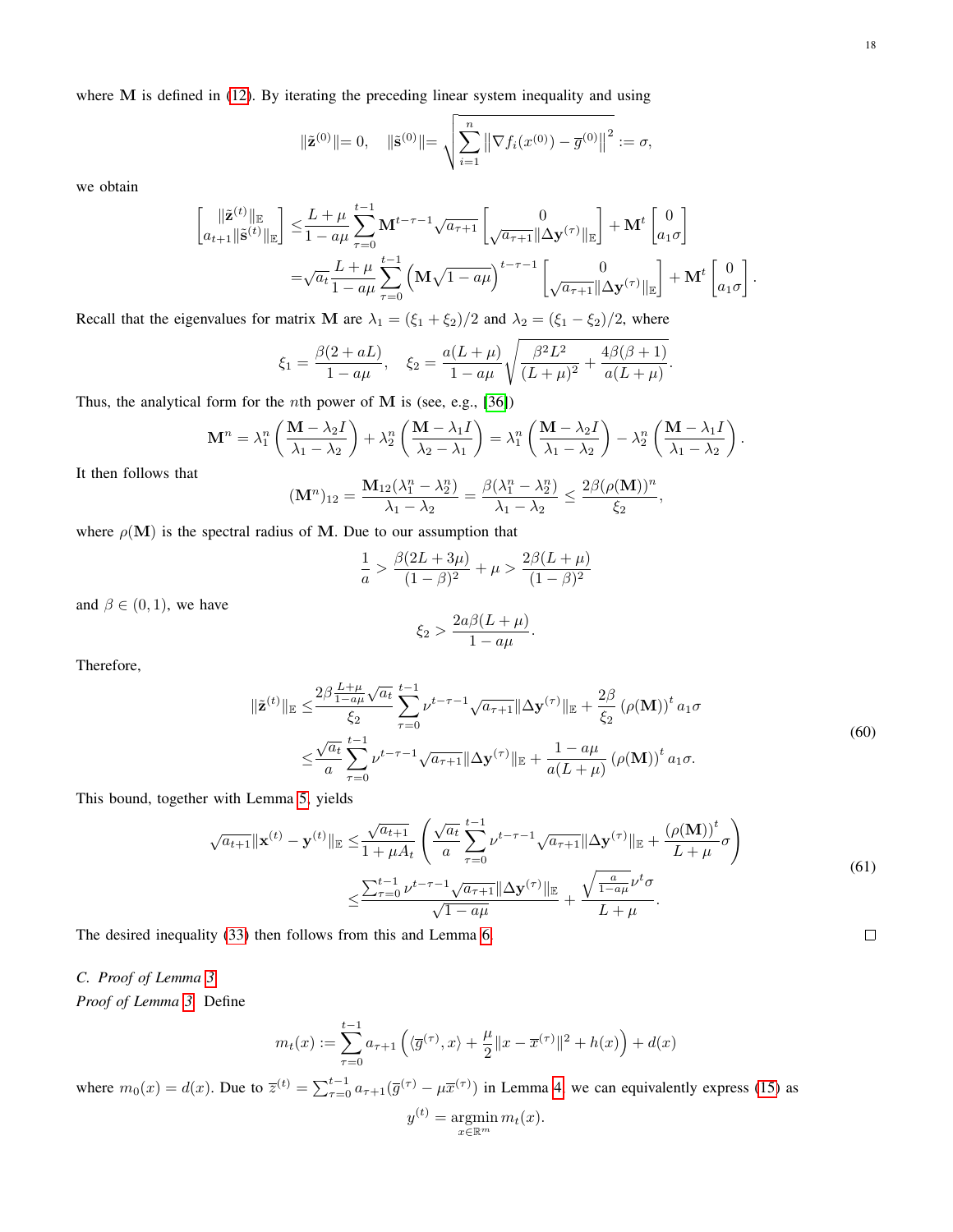where $\mathbf{M}$ is defined in (12). By iterating the preceding linear system inequality and using

$$\|\tilde{\mathbf{z}}^{(0)}\|= 0, \quad \|\tilde{\mathbf{s}}^{(0)}\|= \sqrt{\sum_{i=1}^{n} \left\|\nabla f_i(x^{(0)}) - \overline{g}^{(0)}\right\|^2} := \sigma,$$

we obtain

$$\begin{aligned}
\begin{bmatrix} \|\tilde{\mathbf{z}}^{(t)}\|_{\mathbb{E}} \\ a_{t+1}\|\tilde{\mathbf{s}}^{(t)}\|_{\mathbb{E}} \end{bmatrix} \leq & \frac{L+\mu}{1-a\mu} \sum_{\tau=0}^{t-1} \mathbf{M}^{t-\tau-1} \sqrt{a_{\tau+1}} \begin{bmatrix} 0 \\ \sqrt{a_{\tau+1}}\|\Delta \mathbf{y}^{(\tau)}\|_{\mathbb{E}} \end{bmatrix} + \mathbf{M}^t \begin{bmatrix} 0 \\ a_1\sigma \end{bmatrix} \\
= & \sqrt{a_t}\frac{L+\mu}{1-a\mu} \sum_{\tau=0}^{t-1} \left(\mathbf{M}\sqrt{1-a\mu}\right)^{t-\tau-1} \begin{bmatrix} 0 \\ \sqrt{a_{\tau+1}}\|\Delta \mathbf{y}^{(\tau)}\|_{\mathbb{E}} \end{bmatrix} + \mathbf{M}^t \begin{bmatrix} 0 \\ a_1\sigma \end{bmatrix}.
\end{aligned}$$

Recall that the eigenvalues for matrix $\mathbf{M}$ are $\lambda_1 = (\xi_1 + \xi_2)/2$ and $\lambda_2 = (\xi_1 - \xi_2)/2$, where

$$\xi_1 = \frac{\beta(2+aL)}{1-a\mu}, \quad \xi_2 = \frac{a(L+\mu)}{1-a\mu}\sqrt{\frac{\beta^2 L^2}{(L+\mu)^2} + \frac{4\beta(\beta+1)}{a(L+\mu)}}.$$

Thus, the analytical form for the $n$th power of $\mathbf{M}$ is (see, e.g., [36])

$$\mathbf{M}^n = \lambda_1^n \left(\frac{\mathbf{M}-\lambda_2 I}{\lambda_1 - \lambda_2}\right) + \lambda_2^n \left(\frac{\mathbf{M}-\lambda_1 I}{\lambda_2 - \lambda_1}\right) = \lambda_1^n \left(\frac{\mathbf{M}-\lambda_2 I}{\lambda_1 - \lambda_2}\right) - \lambda_2^n \left(\frac{\mathbf{M}-\lambda_1 I}{\lambda_1 - \lambda_2}\right).$$

It then follows that

$$(\mathbf{M}^n)_{12} = \frac{\mathbf{M}_{12}(\lambda_1^n - \lambda_2^n)}{\lambda_1 - \lambda_2} = \frac{\beta(\lambda_1^n - \lambda_2^n)}{\lambda_1 - \lambda_2} \leq \frac{2\beta(\rho(\mathbf{M}))^n}{\xi_2},$$

where $\rho(\mathbf{M})$ is the spectral radius of $\mathbf{M}$. Due to our assumption that

$$\frac{1}{a} > \frac{\beta(2L+3\mu)}{(1-\beta)^2} + \mu > \frac{2\beta(L+\mu)}{(1-\beta)^2}$$

and $\beta \in (0,1)$, we have

$$\xi_2 > \frac{2a\beta(L+\mu)}{1-a\mu}.$$

Therefore,

$$\begin{aligned}
\|\tilde{\mathbf{z}}^{(t)}\|_{\mathbb{E}} \leq & \frac{2\beta\frac{L+\mu}{1-a\mu}\sqrt{a_t}}{\xi_2} \sum_{\tau=0}^{t-1} \nu^{t-\tau-1} \sqrt{a_{\tau+1}}\|\Delta \mathbf{y}^{(\tau)}\|_{\mathbb{E}} + \frac{2\beta}{\xi_2}\left(\rho(\mathbf{M})\right)^t a_1\sigma \\
\leq & \frac{\sqrt{a_t}}{a} \sum_{\tau=0}^{t-1} \nu^{t-\tau-1} \sqrt{a_{\tau+1}}\|\Delta \mathbf{y}^{(\tau)}\|_{\mathbb{E}} + \frac{1-a\mu}{a(L+\mu)}\left(\rho(\mathbf{M})\right)^t a_1\sigma.
\end{aligned} \tag{60}$$

This bound, together with Lemma 5, yields

$$\begin{aligned}
\sqrt{a_{t+1}}\|\mathbf{x}^{(t)} - \mathbf{y}^{(t)}\|_{\mathbb{E}} \leq & \frac{\sqrt{a_{t+1}}}{1+\mu A_t}\left(\frac{\sqrt{a_t}}{a}\sum_{\tau=0}^{t-1} \nu^{t-\tau-1} \sqrt{a_{\tau+1}}\|\Delta \mathbf{y}^{(\tau)}\|_{\mathbb{E}} + \frac{(\rho(\mathbf{M}))^t}{L+\mu}\sigma\right) \\
\leq & \frac{\sum_{\tau=0}^{t-1}\nu^{t-\tau-1}\sqrt{a_{\tau+1}}\|\Delta \mathbf{y}^{(\tau)}\|_{\mathbb{E}}}{\sqrt{1-a\mu}} + \frac{\sqrt{\frac{a}{1-a\mu}}\nu^t\sigma}{L+\mu}.
\end{aligned} \tag{61}$$

The desired inequality (33) then follows from this and Lemma 6. $\square$

### C. Proof of Lemma 3

*Proof of Lemma 3:* Define

$$m_t(x) := \sum_{\tau=0}^{t-1} a_{\tau+1}\left(\langle \overline{g}^{(\tau)}, x\rangle + \frac{\mu}{2}\|x - \overline{x}^{(\tau)}\|^2 + h(x)\right) + d(x)$$

where $m_0(x) = d(x)$. Due to $\overline{z}^{(t)} = \sum_{\tau=0}^{t-1} a_{\tau+1}(\overline{g}^{(\tau)} - \mu\overline{x}^{(\tau)})$ in Lemma 4, we can equivalently express (15) as

$$y^{(t)} = \underset{x\in\mathbb{R}^m}{\operatorname{argmin}}\, m_t(x).$$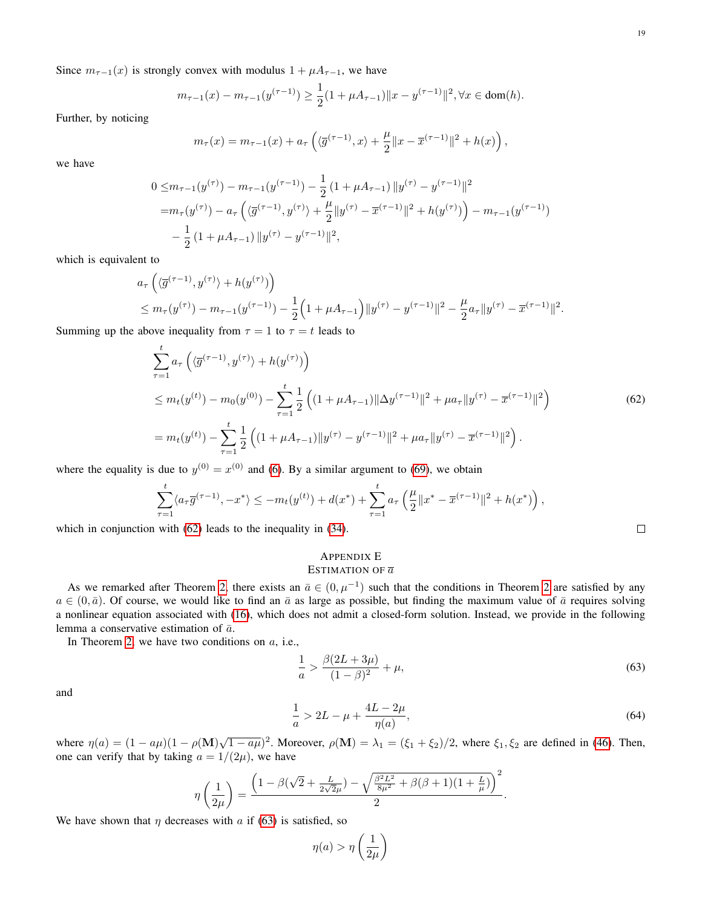Since $m_{\tau-1}(x)$ is strongly convex with modulus $1+\mu A_{\tau-1}$, we have

$$m_{\tau-1}(x) - m_{\tau-1}(y^{(\tau-1)}) \geq \frac{1}{2}(1+\mu A_{\tau-1})\|x - y^{(\tau-1)}\|^2, \forall x \in \text{dom}(h).$$

Further, by noticing

$$m_\tau(x) = m_{\tau-1}(x) + a_\tau\left(\langle \overline{g}^{(\tau-1)}, x\rangle + \frac{\mu}{2}\|x - \overline{x}^{(\tau-1)}\|^2 + h(x)\right),$$

we have

$$\begin{aligned}
0 \leq & m_{\tau-1}(y^{(\tau)}) - m_{\tau-1}(y^{(\tau-1)}) - \frac{1}{2}(1+\mu A_{\tau-1})\|y^{(\tau)} - y^{(\tau-1)}\|^2 \\
= & m_\tau(y^{(\tau)}) - a_\tau\left(\langle \overline{g}^{(\tau-1)}, y^{(\tau)}\rangle + \frac{\mu}{2}\|y^{(\tau)} - \overline{x}^{(\tau-1)}\|^2 + h(y^{(\tau)})\right) - m_{\tau-1}(y^{(\tau-1)}) \\
& - \frac{1}{2}(1+\mu A_{\tau-1})\|y^{(\tau)} - y^{(\tau-1)}\|^2,
\end{aligned}$$

which is equivalent to

$$\begin{aligned}
& a_\tau\left(\langle \overline{g}^{(\tau-1)}, y^{(\tau)}\rangle + h(y^{(\tau)})\right) \\
& \leq m_\tau(y^{(\tau)}) - m_{\tau-1}(y^{(\tau-1)}) - \frac{1}{2}\Big(1+\mu A_{\tau-1}\Big)\|y^{(\tau)} - y^{(\tau-1)}\|^2 - \frac{\mu}{2}a_\tau\|y^{(\tau)} - \overline{x}^{(\tau-1)}\|^2.
\end{aligned}$$

Summing up the above inequality from $\tau = 1$ to $\tau = t$ leads to

$$\begin{aligned}
& \sum_{\tau=1}^{t} a_\tau\left(\langle \overline{g}^{(\tau-1)}, y^{(\tau)}\rangle + h(y^{(\tau)})\right) \\
& \leq m_t(y^{(t)}) - m_0(y^{(0)}) - \sum_{\tau=1}^{t}\frac{1}{2}\left((1+\mu A_{\tau-1})\|\Delta y^{(\tau-1)}\|^2 + \mu a_\tau\|y^{(\tau)} - \overline{x}^{(\tau-1)}\|^2\right) \qquad (62) \\
& = m_t(y^{(t)}) - \sum_{\tau=1}^{t}\frac{1}{2}\left((1+\mu A_{\tau-1})\|y^{(\tau)} - y^{(\tau-1)}\|^2 + \mu a_\tau\|y^{(\tau)} - \overline{x}^{(\tau-1)}\|^2\right).
\end{aligned}$$

where the equality is due to $y^{(0)} = x^{(0)}$ and (6). By a similar argument to (69), we obtain

$$\sum_{\tau=1}^{t}\langle a_\tau \overline{g}^{(\tau-1)}, -x^*\rangle \leq -m_t(y^{(t)}) + d(x^*) + \sum_{\tau=1}^{t} a_\tau\left(\frac{\mu}{2}\|x^* - \overline{x}^{(\tau-1)}\|^2 + h(x^*)\right),$$

which in conjunction with (62) leads to the inequality in (34). □

## Appendix E
## Estimation of $\bar{a}$

As we remarked after Theorem 2, there exists an $\bar{a} \in (0, \mu^{-1})$ such that the conditions in Theorem 2 are satisfied by any $a \in (0, \bar{a})$. Of course, we would like to find an $\bar{a}$ as large as possible, but finding the maximum value of $\bar{a}$ requires solving a nonlinear equation associated with (16), which does not admit a closed-form solution. Instead, we provide in the following lemma a conservative estimation of $\bar{a}$.

In Theorem 2, we have two conditions on $a$, i.e.,

$$\frac{1}{a} > \frac{\beta(2L+3\mu)}{(1-\beta)^2} + \mu, \qquad (63)$$

and

$$\frac{1}{a} > 2L - \mu + \frac{4L - 2\mu}{\eta(a)}, \qquad (64)$$

where $\eta(a) = (1-a\mu)(1-\rho(\mathbf{M})\sqrt{1-a\mu})^2$. Moreover, $\rho(\mathbf{M}) = \lambda_1 = (\xi_1+\xi_2)/2$, where $\xi_1, \xi_2$ are defined in (46). Then, one can verify that by taking $a = 1/(2\mu)$, we have

$$\eta\left(\frac{1}{2\mu}\right) = \frac{\left(1 - \beta(\sqrt{2} + \frac{L}{2\sqrt{2}\mu}) - \sqrt{\frac{\beta^2L^2}{8\mu^2} + \beta(\beta+1)(1+\frac{L}{\mu})}\right)^2}{2}.$$

We have shown that $\eta$ decreases with $a$ if (63) is satisfied, so

$$\eta(a) > \eta\left(\frac{1}{2\mu}\right)$$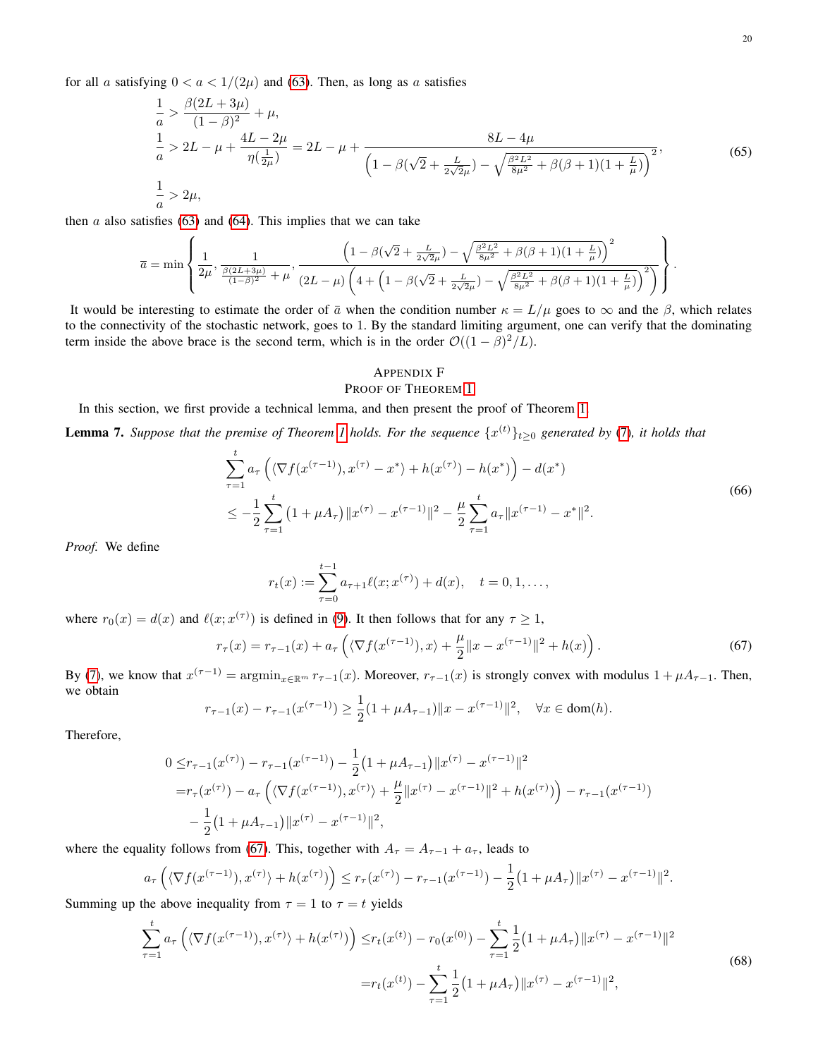for all $a$ satisfying $0 < a < 1/(2\mu)$ and (63). Then, as long as $a$ satisfies

$$
\begin{aligned}
&\frac{1}{a} > \frac{\beta(2L+3\mu)}{(1-\beta)^2} + \mu, \\
&\frac{1}{a} > 2L - \mu + \frac{4L-2\mu}{\eta(\frac{1}{2\mu})} = 2L - \mu + \frac{8L-4\mu}{\left(1 - \beta(\sqrt{2} + \frac{L}{2\sqrt{2}\mu}) - \sqrt{\frac{\beta^2 L^2}{8\mu^2} + \beta(\beta+1)(1+\frac{L}{\mu})}\right)^2}, \\
&\frac{1}{a} > 2\mu,
\end{aligned}
\tag{65}
$$

then $a$ also satisfies (63) and (64). This implies that we can take

$$
\overline{a} = \min\left\{ \frac{1}{2\mu}, \frac{1}{\frac{\beta(2L+3\mu)}{(1-\beta)^2} + \mu}, \frac{\left(1 - \beta(\sqrt{2} + \frac{L}{2\sqrt{2}\mu}) - \sqrt{\frac{\beta^2 L^2}{8\mu^2} + \beta(\beta+1)(1+\frac{L}{\mu})}\right)^2}{(2L-\mu)\left(4 + \left(1 - \beta(\sqrt{2} + \frac{L}{2\sqrt{2}\mu}) - \sqrt{\frac{\beta^2 L^2}{8\mu^2} + \beta(\beta+1)(1+\frac{L}{\mu})}\right)^2\right)} \right\}.
$$

It would be interesting to estimate the order of $\bar{a}$ when the condition number $\kappa = L/\mu$ goes to $\infty$ and the $\beta$, which relates to the connectivity of the stochastic network, goes to 1. By the standard limiting argument, one can verify that the dominating term inside the above brace is the second term, which is in the order $\mathcal{O}((1-\beta)^2/L)$.

## Appendix F
## Proof of Theorem 1

In this section, we first provide a technical lemma, and then present the proof of Theorem 1.

**Lemma 7.** *Suppose that the premise of Theorem 1 holds. For the sequence $\{x^{(t)}\}_{t\geq 0}$ generated by (7), it holds that*

$$
\begin{aligned}
&\sum_{\tau=1}^{t} a_\tau \left( \langle \nabla f(x^{(\tau-1)}), x^{(\tau)} - x^* \rangle + h(x^{(\tau)}) - h(x^*) \right) - d(x^*) \\
&\leq -\frac{1}{2}\sum_{\tau=1}^{t} \left(1 + \mu A_\tau\right) \|x^{(\tau)} - x^{(\tau-1)}\|^2 - \frac{\mu}{2}\sum_{\tau=1}^{t} a_\tau \|x^{(\tau-1)} - x^*\|^2.
\end{aligned}
\tag{66}
$$

*Proof.* We define

$$
r_t(x) := \sum_{\tau=0}^{t-1} a_{\tau+1}\ell(x; x^{(\tau)}) + d(x), \quad t = 0, 1, \ldots,
$$

where $r_0(x) = d(x)$ and $\ell(x; x^{(\tau)})$ is defined in (9). It then follows that for any $\tau \geq 1$,

$$
r_\tau(x) = r_{\tau-1}(x) + a_\tau \left( \langle \nabla f(x^{(\tau-1)}), x \rangle + \frac{\mu}{2}\|x - x^{(\tau-1)}\|^2 + h(x) \right).
\tag{67}
$$

By (7), we know that $x^{(\tau-1)} = \operatorname{argmin}_{x\in\mathbb{R}^m} r_{\tau-1}(x)$. Moreover, $r_{\tau-1}(x)$ is strongly convex with modulus $1 + \mu A_{\tau-1}$. Then, we obtain

$$
r_{\tau-1}(x) - r_{\tau-1}(x^{(\tau-1)}) \geq \frac{1}{2}(1 + \mu A_{\tau-1})\|x - x^{(\tau-1)}\|^2, \quad \forall x \in \operatorname{dom}(h).
$$

Therefore,

$$
\begin{aligned}
0 \leq& r_{\tau-1}(x^{(\tau)}) - r_{\tau-1}(x^{(\tau-1)}) - \frac{1}{2}\big(1 + \mu A_{\tau-1}\big)\|x^{(\tau)} - x^{(\tau-1)}\|^2 \\
=& r_\tau(x^{(\tau)}) - a_\tau \left( \langle \nabla f(x^{(\tau-1)}), x^{(\tau)} \rangle + \frac{\mu}{2}\|x^{(\tau)} - x^{(\tau-1)}\|^2 + h(x^{(\tau)}) \right) - r_{\tau-1}(x^{(\tau-1)}) \\
&- \frac{1}{2}\big(1 + \mu A_{\tau-1}\big)\|x^{(\tau)} - x^{(\tau-1)}\|^2,
\end{aligned}
$$

where the equality follows from (67). This, together with $A_\tau = A_{\tau-1} + a_\tau$, leads to

$$
a_\tau \left( \langle \nabla f(x^{(\tau-1)}), x^{(\tau)} \rangle + h(x^{(\tau)}) \right) \leq r_\tau(x^{(\tau)}) - r_{\tau-1}(x^{(\tau-1)}) - \frac{1}{2}\big(1 + \mu A_\tau\big)\|x^{(\tau)} - x^{(\tau-1)}\|^2.
$$

Summing up the above inequality from $\tau = 1$ to $\tau = t$ yields

$$
\begin{aligned}
\sum_{\tau=1}^{t} a_\tau \left( \langle \nabla f(x^{(\tau-1)}), x^{(\tau)} \rangle + h(x^{(\tau)}) \right) \leq& r_t(x^{(t)}) - r_0(x^{(0)}) - \sum_{\tau=1}^{t} \frac{1}{2}\big(1 + \mu A_\tau\big)\|x^{(\tau)} - x^{(\tau-1)}\|^2 \\
=& r_t(x^{(t)}) - \sum_{\tau=1}^{t} \frac{1}{2}\big(1 + \mu A_\tau\big)\|x^{(\tau)} - x^{(\tau-1)}\|^2,
\end{aligned}
\tag{68}
$$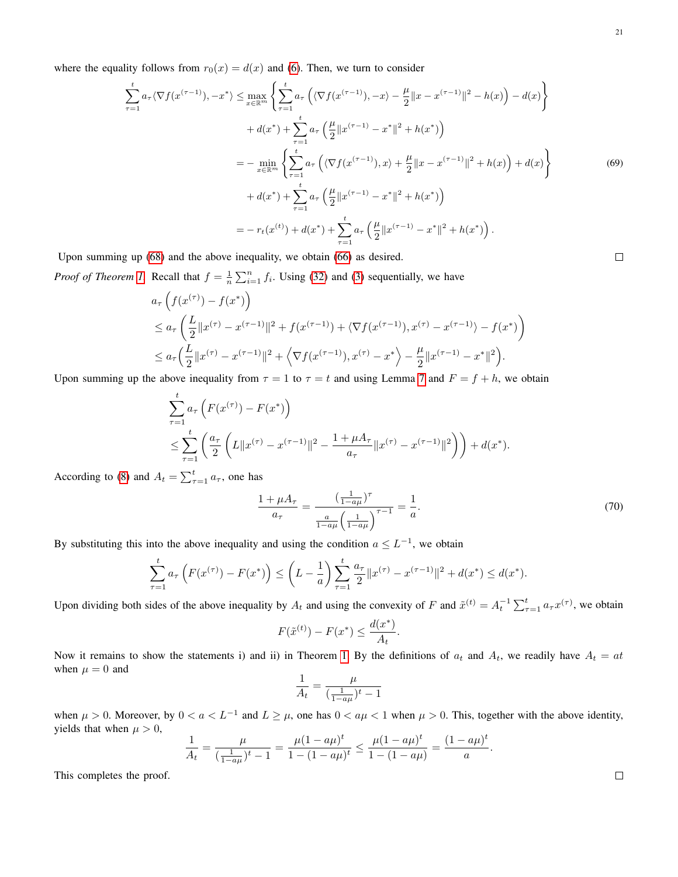where the equality follows from $r_0(x) = d(x)$ and (6). Then, we turn to consider

$$
\begin{aligned}
\sum_{\tau=1}^{t} a_\tau \langle \nabla f(x^{(\tau-1)}), -x^* \rangle &\leq \max_{x\in\mathbb{R}^m} \left\{ \sum_{\tau=1}^{t} a_\tau \left( \langle \nabla f(x^{(\tau-1)}), -x \rangle - \frac{\mu}{2}\|x - x^{(\tau-1)}\|^2 - h(x) \right) - d(x) \right\} \\
&\quad + d(x^*) + \sum_{\tau=1}^{t} a_\tau \left( \frac{\mu}{2}\|x^{(\tau-1)} - x^*\|^2 + h(x^*) \right) \\
&= - \min_{x\in\mathbb{R}^m} \left\{ \sum_{\tau=1}^{t} a_\tau \left( \langle \nabla f(x^{(\tau-1)}), x \rangle + \frac{\mu}{2}\|x - x^{(\tau-1)}\|^2 + h(x) \right) + d(x) \right\} \\
&\quad + d(x^*) + \sum_{\tau=1}^{t} a_\tau \left( \frac{\mu}{2}\|x^{(\tau-1)} - x^*\|^2 + h(x^*) \right) \\
&= - r_t(x^{(t)}) + d(x^*) + \sum_{\tau=1}^{t} a_\tau \left( \frac{\mu}{2}\|x^{(\tau-1)} - x^*\|^2 + h(x^*) \right).
\end{aligned} \tag{69}
$$

Upon summing up (68) and the above inequality, we obtain (66) as desired. $\square$

*Proof of Theorem 1.* Recall that $f = \frac{1}{n}\sum_{i=1}^{n} f_i$. Using (32) and (3) sequentially, we have

$$
\begin{aligned}
& a_\tau \left( f(x^{(\tau)}) - f(x^*) \right) \\
& \leq a_\tau \left( \frac{L}{2}\|x^{(\tau)} - x^{(\tau-1)}\|^2 + f(x^{(\tau-1)}) + \langle \nabla f(x^{(\tau-1)}), x^{(\tau)} - x^{(\tau-1)} \rangle - f(x^*) \right) \\
& \leq a_\tau \Big( \frac{L}{2}\|x^{(\tau)} - x^{(\tau-1)}\|^2 + \Big\langle \nabla f(x^{(\tau-1)}), x^{(\tau)} - x^* \Big\rangle - \frac{\mu}{2}\|x^{(\tau-1)} - x^*\|^2 \Big).
\end{aligned}
$$

Upon summing up the above inequality from $\tau = 1$ to $\tau = t$ and using Lemma 7 and $F = f + h$, we obtain

$$
\begin{aligned}
& \sum_{\tau=1}^{t} a_\tau \left( F(x^{(\tau)}) - F(x^*) \right) \\
& \leq \sum_{\tau=1}^{t} \left( \frac{a_\tau}{2} \left( L\|x^{(\tau)} - x^{(\tau-1)}\|^2 - \frac{1+\mu A_\tau}{a_\tau}\|x^{(\tau)} - x^{(\tau-1)}\|^2 \right) \right) + d(x^*).
\end{aligned}
$$

According to (8) and $A_t = \sum_{\tau=1}^{t} a_\tau$, one has

$$
\frac{1+\mu A_\tau}{a_\tau} = \frac{(\frac{1}{1-a\mu})^\tau}{\frac{a}{1-a\mu}\left(\frac{1}{1-a\mu}\right)^{\tau-1}} = \frac{1}{a}. \tag{70}
$$

By substituting this into the above inequality and using the condition $a \leq L^{-1}$, we obtain

$$
\sum_{\tau=1}^{t} a_\tau \left( F(x^{(\tau)}) - F(x^*) \right) \leq \left( L - \frac{1}{a} \right) \sum_{\tau=1}^{t} \frac{a_\tau}{2}\|x^{(\tau)} - x^{(\tau-1)}\|^2 + d(x^*) \leq d(x^*).
$$

Upon dividing both sides of the above inequality by $A_t$ and using the convexity of $F$ and $\tilde{x}^{(t)} = A_t^{-1}\sum_{\tau=1}^{t} a_\tau x^{(\tau)}$, we obtain

$$
F(\tilde{x}^{(t)}) - F(x^*) \leq \frac{d(x^*)}{A_t}.
$$

Now it remains to show the statements i) and ii) in Theorem 1. By the definitions of $a_t$ and $A_t$, we readily have $A_t = at$ when $\mu = 0$ and

$$
\frac{1}{A_t} = \frac{\mu}{(\frac{1}{1-a\mu})^t - 1}
$$

when $\mu > 0$. Moreover, by $0 < a < L^{-1}$ and $L \geq \mu$, one has $0 < a\mu < 1$ when $\mu > 0$. This, together with the above identity, yields that when $\mu > 0$,

$$
\frac{1}{A_t} = \frac{\mu}{(\frac{1}{1-a\mu})^t - 1} = \frac{\mu(1-a\mu)^t}{1-(1-a\mu)^t} \leq \frac{\mu(1-a\mu)^t}{1-(1-a\mu)} = \frac{(1-a\mu)^t}{a}.
$$

This completes the proof. $\square$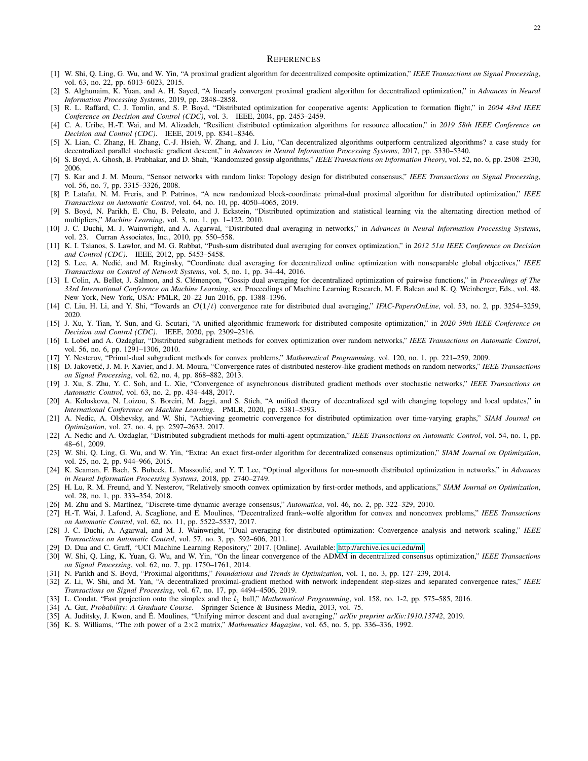## REFERENCES

[1] W. Shi, Q. Ling, G. Wu, and W. Yin, "A proximal gradient algorithm for decentralized composite optimization," *IEEE Transactions on Signal Processing*, vol. 63, no. 22, pp. 6013–6023, 2015.

[2] S. Alghunaim, K. Yuan, and A. H. Sayed, "A linearly convergent proximal gradient algorithm for decentralized optimization," in *Advances in Neural Information Processing Systems*, 2019, pp. 2848–2858.

[3] R. L. Raffard, C. J. Tomlin, and S. P. Boyd, "Distributed optimization for cooperative agents: Application to formation flight," in *2004 43rd IEEE Conference on Decision and Control (CDC)*, vol. 3. IEEE, 2004, pp. 2453–2459.

[4] C. A. Uribe, H.-T. Wai, and M. Alizadeh, "Resilient distributed optimization algorithms for resource allocation," in *2019 58th IEEE Conference on Decision and Control (CDC)*. IEEE, 2019, pp. 8341–8346.

[5] X. Lian, C. Zhang, H. Zhang, C.-J. Hsieh, W. Zhang, and J. Liu, "Can decentralized algorithms outperform centralized algorithms? a case study for decentralized parallel stochastic gradient descent," in *Advances in Neural Information Processing Systems*, 2017, pp. 5330–5340.

[6] S. Boyd, A. Ghosh, B. Prabhakar, and D. Shah, "Randomized gossip algorithms," *IEEE Transactions on Information Theory*, vol. 52, no. 6, pp. 2508–2530, 2006.

[7] S. Kar and J. M. Moura, "Sensor networks with random links: Topology design for distributed consensus," *IEEE Transactions on Signal Processing*, vol. 56, no. 7, pp. 3315–3326, 2008.

[8] P. Latafat, N. M. Freris, and P. Patrinos, "A new randomized block-coordinate primal-dual proximal algorithm for distributed optimization," *IEEE Transactions on Automatic Control*, vol. 64, no. 10, pp. 4050–4065, 2019.

[9] S. Boyd, N. Parikh, E. Chu, B. Peleato, and J. Eckstein, "Distributed optimization and statistical learning via the alternating direction method of multipliers," *Machine Learning*, vol. 3, no. 1, pp. 1–122, 2010.

[10] J. C. Duchi, M. J. Wainwright, and A. Agarwal, "Distributed dual averaging in networks," in *Advances in Neural Information Processing Systems*, vol. 23. Curran Associates, Inc., 2010, pp. 550–558.

[11] K. I. Tsianos, S. Lawlor, and M. G. Rabbat, "Push-sum distributed dual averaging for convex optimization," in *2012 51st IEEE Conference on Decision and Control (CDC)*. IEEE, 2012, pp. 5453–5458.

[12] S. Lee, A. Nedić, and M. Raginsky, "Coordinate dual averaging for decentralized online optimization with nonseparable global objectives," *IEEE Transactions on Control of Network Systems*, vol. 5, no. 1, pp. 34–44, 2016.

[13] I. Colin, A. Bellet, J. Salmon, and S. Clémençon, "Gossip dual averaging for decentralized optimization of pairwise functions," in *Proceedings of The 33rd International Conference on Machine Learning*, ser. Proceedings of Machine Learning Research, M. F. Balcan and K. Q. Weinberger, Eds., vol. 48. New York, New York, USA: PMLR, 20–22 Jun 2016, pp. 1388–1396.

[14] C. Liu, H. Li, and Y. Shi, "Towards an $\mathcal{O}(1/t)$ convergence rate for distributed dual averaging," *IFAC-PapersOnLine*, vol. 53, no. 2, pp. 3254–3259, 2020.

[15] J. Xu, Y. Tian, Y. Sun, and G. Scutari, "A unified algorithmic framework for distributed composite optimization," in *2020 59th IEEE Conference on Decision and Control (CDC)*. IEEE, 2020, pp. 2309–2316.

[16] I. Lobel and A. Ozdaglar, "Distributed subgradient methods for convex optimization over random networks," *IEEE Transactions on Automatic Control*, vol. 56, no. 6, pp. 1291–1306, 2010.

[17] Y. Nesterov, "Primal-dual subgradient methods for convex problems," *Mathematical Programming*, vol. 120, no. 1, pp. 221–259, 2009.

[18] D. Jakovetić, J. M. F. Xavier, and J. M. Moura, "Convergence rates of distributed nesterov-like gradient methods on random networks," *IEEE Transactions on Signal Processing*, vol. 62, no. 4, pp. 868–882, 2013.

[19] J. Xu, S. Zhu, Y. C. Soh, and L. Xie, "Convergence of asynchronous distributed gradient methods over stochastic networks," *IEEE Transactions on Automatic Control*, vol. 63, no. 2, pp. 434–448, 2017.

[20] A. Koloskova, N. Loizou, S. Boreiri, M. Jaggi, and S. Stich, "A unified theory of decentralized sgd with changing topology and local updates," in *International Conference on Machine Learning*. PMLR, 2020, pp. 5381–5393.

[21] A. Nedic, A. Olshevsky, and W. Shi, "Achieving geometric convergence for distributed optimization over time-varying graphs," *SIAM Journal on Optimization*, vol. 27, no. 4, pp. 2597–2633, 2017.

[22] A. Nedic and A. Ozdaglar, "Distributed subgradient methods for multi-agent optimization," *IEEE Transactions on Automatic Control*, vol. 54, no. 1, pp. 48–61, 2009.

[23] W. Shi, Q. Ling, G. Wu, and W. Yin, "Extra: An exact first-order algorithm for decentralized consensus optimization," *SIAM Journal on Optimization*, vol. 25, no. 2, pp. 944–966, 2015.

[24] K. Scaman, F. Bach, S. Bubeck, L. Massoulié, and Y. T. Lee, "Optimal algorithms for non-smooth distributed optimization in networks," in *Advances in Neural Information Processing Systems*, 2018, pp. 2740–2749.

[25] H. Lu, R. M. Freund, and Y. Nesterov, "Relatively smooth convex optimization by first-order methods, and applications," *SIAM Journal on Optimization*, vol. 28, no. 1, pp. 333–354, 2018.

[26] M. Zhu and S. Martínez, "Discrete-time dynamic average consensus," *Automatica*, vol. 46, no. 2, pp. 322–329, 2010.

[27] H.-T. Wai, J. Lafond, A. Scaglione, and E. Moulines, "Decentralized frank–wolfe algorithm for convex and nonconvex problems," *IEEE Transactions on Automatic Control*, vol. 62, no. 11, pp. 5522–5537, 2017.

[28] J. C. Duchi, A. Agarwal, and M. J. Wainwright, "Dual averaging for distributed optimization: Convergence analysis and network scaling," *IEEE Transactions on Automatic Control*, vol. 57, no. 3, pp. 592–606, 2011.

[29] D. Dua and C. Graff, "UCI Machine Learning Repository," 2017. [Online]. Available: http://archive.ics.uci.edu/ml

[30] W. Shi, Q. Ling, K. Yuan, G. Wu, and W. Yin, "On the linear convergence of the ADMM in decentralized consensus optimization," *IEEE Transactions on Signal Processing*, vol. 62, no. 7, pp. 1750–1761, 2014.

[31] N. Parikh and S. Boyd, "Proximal algorithms," *Foundations and Trends in Optimization*, vol. 1, no. 3, pp. 127–239, 2014.

[32] Z. Li, W. Shi, and M. Yan, "A decentralized proximal-gradient method with network independent step-sizes and separated convergence rates," *IEEE Transactions on Signal Processing*, vol. 67, no. 17, pp. 4494–4506, 2019.

[33] L. Condat, "Fast projection onto the simplex and the $l_1$ ball," *Mathematical Programming*, vol. 158, no. 1-2, pp. 575–585, 2016.

[34] A. Gut, *Probability: A Graduate Course*. Springer Science & Business Media, 2013, vol. 75.

[35] A. Juditsky, J. Kwon, and É. Moulines, "Unifying mirror descent and dual averaging," *arXiv preprint arXiv:1910.13742*, 2019.

[36] K. S. Williams, "The $n$th power of a $2\times2$ matrix," *Mathematics Magazine*, vol. 65, no. 5, pp. 336–336, 1992.